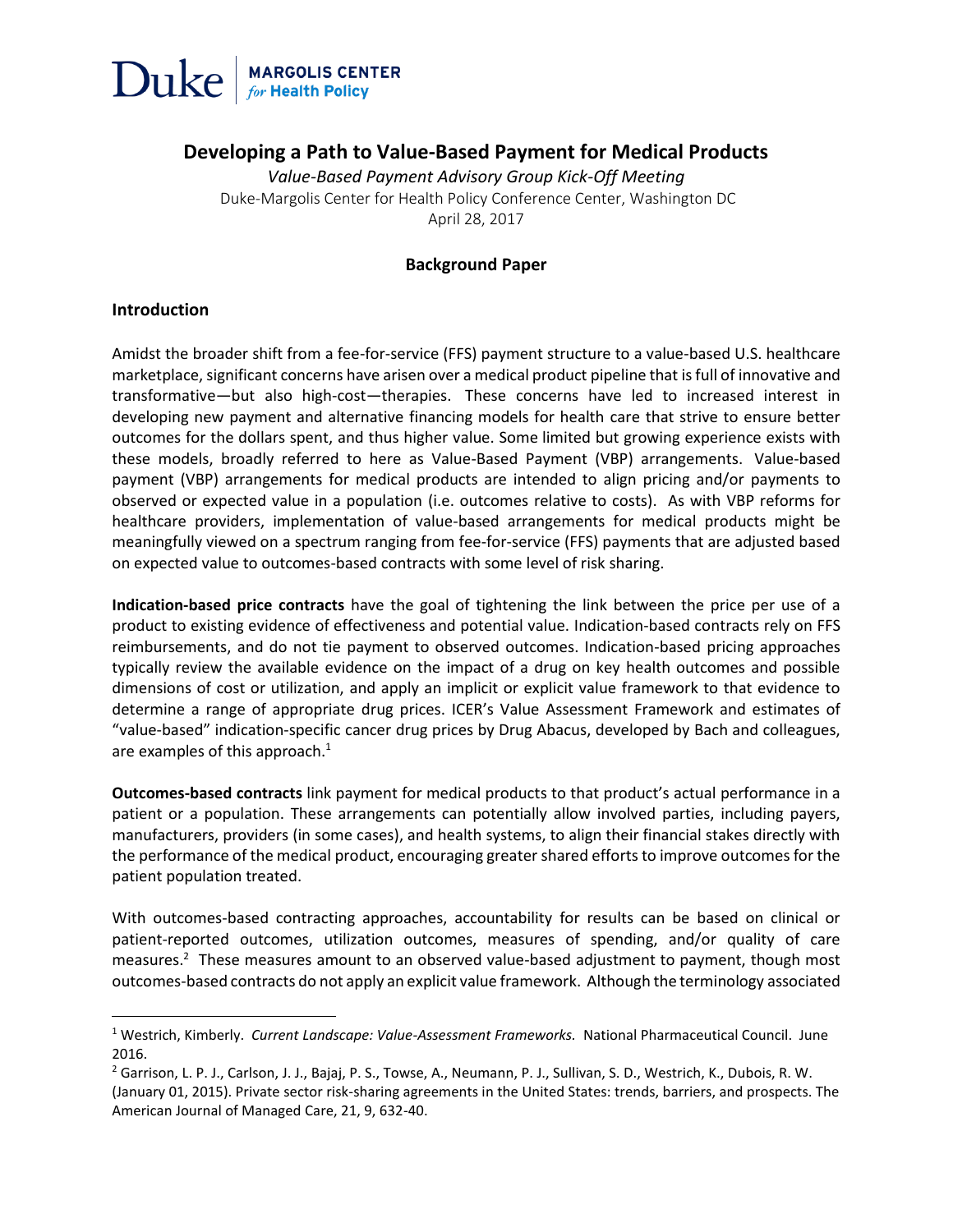Duke | MARGOLIS CENTER *for* Health Policy

# Developing a Path to Value-Based Payment for Medical Products

*Value-Based Payment Advisory Group Kick-Off Meeting*

Duke-Margolis Center for Health Policy Conference Center, Washington DC

April 28, 2017

## Background Paper

### Introduction

Amidst the broader shift from a fee-for-service (FFS) payment structure to a value-based U.S. healthcare marketplace, significant concerns have arisen over a medical product pipeline that is full of innovative and transformative—but also high-cost—therapies. These concerns have led to increased interest in developing new payment and alternative financing models for health care that strive to ensure better outcomes for the dollars spent, and thus higher value. Some limited but growing experience exists with these models, broadly referred to here as Value-Based Payment (VBP) arrangements. Value-based payment (VBP) arrangements for medical products are intended to align pricing and/or payments to observed or expected value in a population (i.e. outcomes relative to costs). As with VBP reforms for healthcare providers, implementation of value-based arrangements for medical products might be meaningfully viewed on a spectrum ranging from fee-for-service (FFS) payments that are adjusted based on expected value to outcomes-based contracts with some level of risk sharing.

**Indication-based price contracts** have the goal of tightening the link between the price per use of a product to existing evidence of effectiveness and potential value. Indication-based contracts rely on FFS reimbursements, and do not tie payment to observed outcomes. Indication-based pricing approaches typically review the available evidence on the impact of a drug on key health outcomes and possible dimensions of cost or utilization, and apply an implicit or explicit value framework to that evidence to determine a range of appropriate drug prices. ICER's Value Assessment Framework and estimates of "value-based" indication-specific cancer drug prices by Drug Abacus, developed by Bach and colleagues, are examples of this approach.[1]

**Outcomes-based contracts** link payment for medical products to that product's actual performance in a patient or a population. These arrangements can potentially allow involved parties, including payers, manufacturers, providers (in some cases), and health systems, to align their financial stakes directly with the performance of the medical product, encouraging greater shared efforts to improve outcomes for the patient population treated.

With outcomes-based contracting approaches, accountability for results can be based on clinical or patient-reported outcomes, utilization outcomes, measures of spending, and/or quality of care measures.[2] These measures amount to an observed value-based adjustment to payment, though most outcomes-based contracts do not apply an explicit value framework. Although the terminology associated

---

[1] Westrich, Kimberly. *Current Landscape: Value-Assessment Frameworks.* National Pharmaceutical Council. June 2016.

[2] Garrison, L. P. J., Carlson, J. J., Bajaj, P. S., Towse, A., Neumann, P. J., Sullivan, S. D., Westrich, K., Dubois, R. W. (January 01, 2015). Private sector risk-sharing agreements in the United States: trends, barriers, and prospects. The American Journal of Managed Care, 21, 9, 632-40.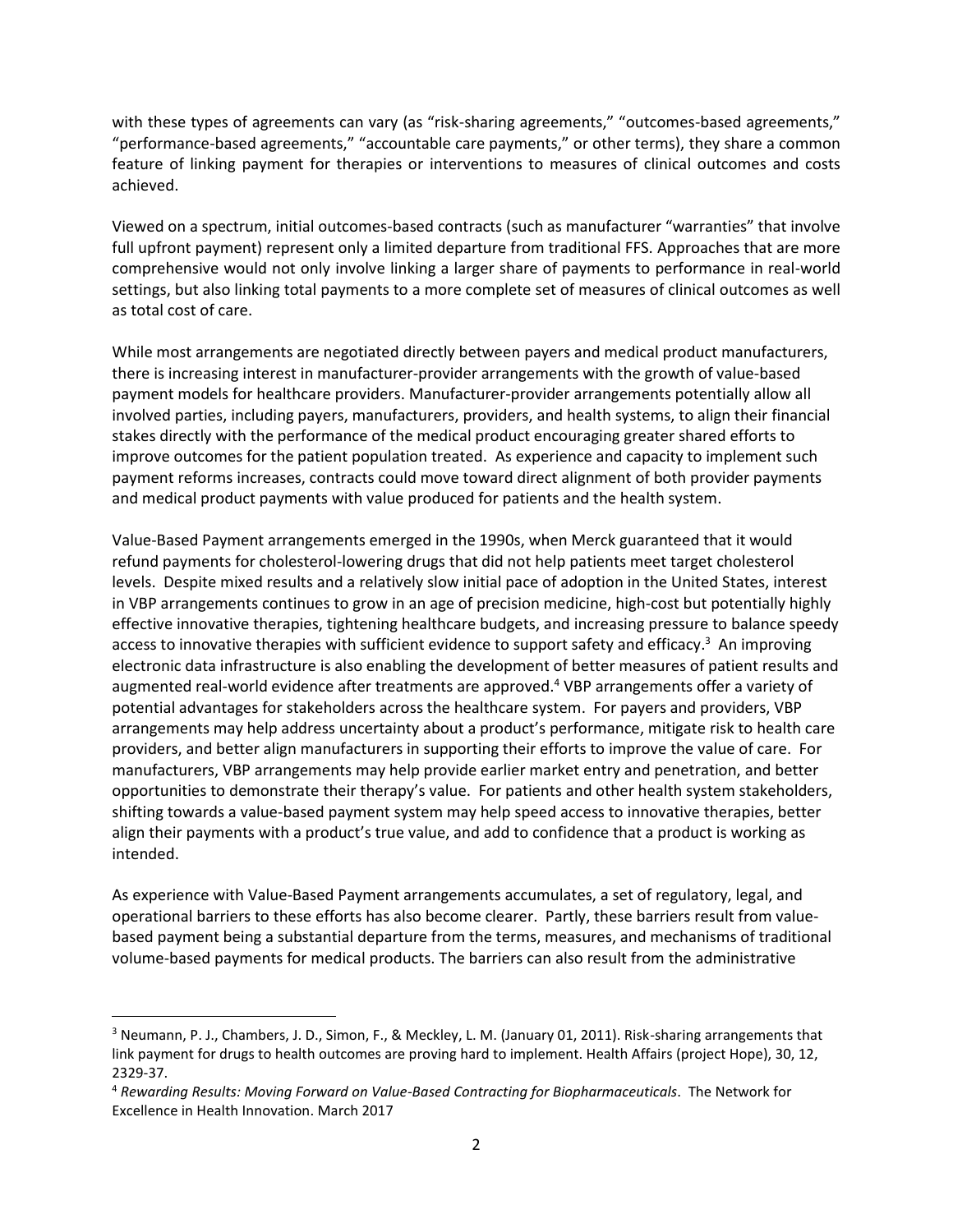with these types of agreements can vary (as "risk-sharing agreements," "outcomes-based agreements," "performance-based agreements," "accountable care payments," or other terms), they share a common feature of linking payment for therapies or interventions to measures of clinical outcomes and costs achieved.

Viewed on a spectrum, initial outcomes-based contracts (such as manufacturer "warranties" that involve full upfront payment) represent only a limited departure from traditional FFS. Approaches that are more comprehensive would not only involve linking a larger share of payments to performance in real-world settings, but also linking total payments to a more complete set of measures of clinical outcomes as well as total cost of care.

While most arrangements are negotiated directly between payers and medical product manufacturers, there is increasing interest in manufacturer-provider arrangements with the growth of value-based payment models for healthcare providers. Manufacturer-provider arrangements potentially allow all involved parties, including payers, manufacturers, providers, and health systems, to align their financial stakes directly with the performance of the medical product encouraging greater shared efforts to improve outcomes for the patient population treated. As experience and capacity to implement such payment reforms increases, contracts could move toward direct alignment of both provider payments and medical product payments with value produced for patients and the health system.

Value-Based Payment arrangements emerged in the 1990s, when Merck guaranteed that it would refund payments for cholesterol-lowering drugs that did not help patients meet target cholesterol levels. Despite mixed results and a relatively slow initial pace of adoption in the United States, interest in VBP arrangements continues to grow in an age of precision medicine, high-cost but potentially highly effective innovative therapies, tightening healthcare budgets, and increasing pressure to balance speedy access to innovative therapies with sufficient evidence to support safety and efficacy.[3] An improving electronic data infrastructure is also enabling the development of better measures of patient results and augmented real-world evidence after treatments are approved.[4] VBP arrangements offer a variety of potential advantages for stakeholders across the healthcare system. For payers and providers, VBP arrangements may help address uncertainty about a product's performance, mitigate risk to health care providers, and better align manufacturers in supporting their efforts to improve the value of care. For manufacturers, VBP arrangements may help provide earlier market entry and penetration, and better opportunities to demonstrate their therapy's value. For patients and other health system stakeholders, shifting towards a value-based payment system may help speed access to innovative therapies, better align their payments with a product's true value, and add to confidence that a product is working as intended.

As experience with Value-Based Payment arrangements accumulates, a set of regulatory, legal, and operational barriers to these efforts has also become clearer. Partly, these barriers result from value-based payment being a substantial departure from the terms, measures, and mechanisms of traditional volume-based payments for medical products. The barriers can also result from the administrative

---

[3] Neumann, P. J., Chambers, J. D., Simon, F., & Meckley, L. M. (January 01, 2011). Risk-sharing arrangements that link payment for drugs to health outcomes are proving hard to implement. Health Affairs (project Hope), 30, 12, 2329-37.

[4] *Rewarding Results: Moving Forward on Value-Based Contracting for Biopharmaceuticals*. The Network for Excellence in Health Innovation. March 2017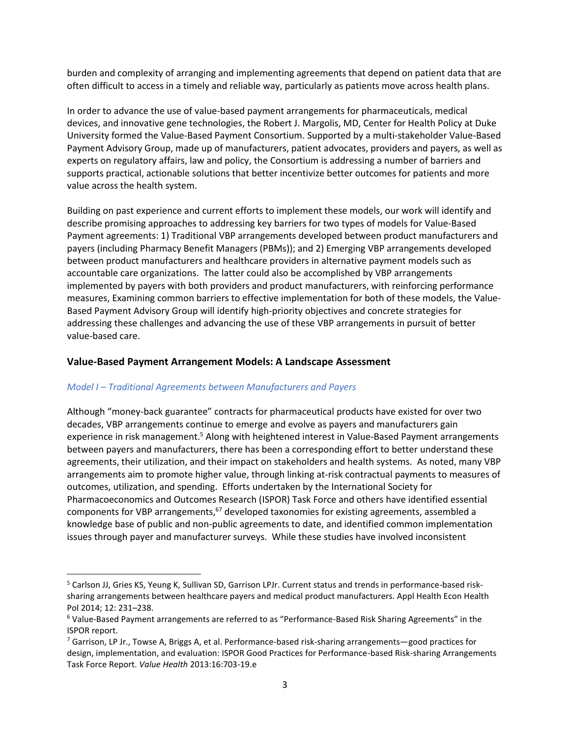burden and complexity of arranging and implementing agreements that depend on patient data that are often difficult to access in a timely and reliable way, particularly as patients move across health plans.

In order to advance the use of value-based payment arrangements for pharmaceuticals, medical devices, and innovative gene technologies, the Robert J. Margolis, MD, Center for Health Policy at Duke University formed the Value-Based Payment Consortium. Supported by a multi-stakeholder Value-Based Payment Advisory Group, made up of manufacturers, patient advocates, providers and payers, as well as experts on regulatory affairs, law and policy, the Consortium is addressing a number of barriers and supports practical, actionable solutions that better incentivize better outcomes for patients and more value across the health system.

Building on past experience and current efforts to implement these models, our work will identify and describe promising approaches to addressing key barriers for two types of models for Value-Based Payment agreements: 1) Traditional VBP arrangements developed between product manufacturers and payers (including Pharmacy Benefit Managers (PBMs)); and 2) Emerging VBP arrangements developed between product manufacturers and healthcare providers in alternative payment models such as accountable care organizations. The latter could also be accomplished by VBP arrangements implemented by payers with both providers and product manufacturers, with reinforcing performance measures, Examining common barriers to effective implementation for both of these models, the Value-Based Payment Advisory Group will identify high-priority objectives and concrete strategies for addressing these challenges and advancing the use of these VBP arrangements in pursuit of better value-based care.

## Value-Based Payment Arrangement Models: A Landscape Assessment

### *Model I – Traditional Agreements between Manufacturers and Payers*

Although "money-back guarantee" contracts for pharmaceutical products have existed for over two decades, VBP arrangements continue to emerge and evolve as payers and manufacturers gain experience in risk management.[5] Along with heightened interest in Value-Based Payment arrangements between payers and manufacturers, there has been a corresponding effort to better understand these agreements, their utilization, and their impact on stakeholders and health systems. As noted, many VBP arrangements aim to promote higher value, through linking at-risk contractual payments to measures of outcomes, utilization, and spending. Efforts undertaken by the International Society for Pharmacoeconomics and Outcomes Research (ISPOR) Task Force and others have identified essential components for VBP arrangements,[6,7] developed taxonomies for existing agreements, assembled a knowledge base of public and non-public agreements to date, and identified common implementation issues through payer and manufacturer surveys. While these studies have involved inconsistent

---

[5] Carlson JJ, Gries KS, Yeung K, Sullivan SD, Garrison LPJr. Current status and trends in performance-based risk-sharing arrangements between healthcare payers and medical product manufacturers. Appl Health Econ Health Pol 2014; 12: 231–238.

[6] Value-Based Payment arrangements are referred to as "Performance-Based Risk Sharing Agreements" in the ISPOR report.

[7] Garrison, LP Jr., Towse A, Briggs A, et al. Performance-based risk-sharing arrangements—good practices for design, implementation, and evaluation: ISPOR Good Practices for Performance-based Risk-sharing Arrangements Task Force Report. *Value Health* 2013:16:703-19.e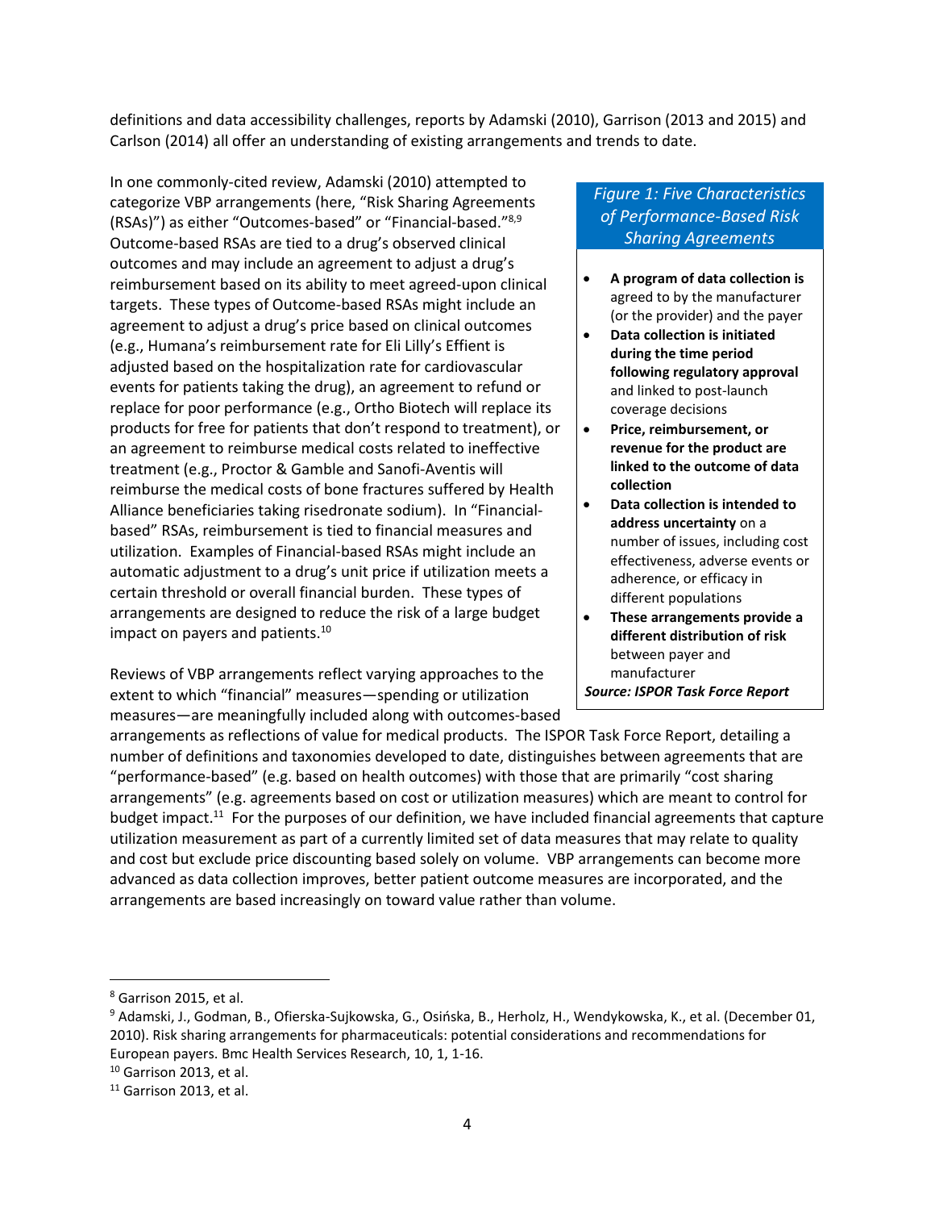definitions and data accessibility challenges, reports by Adamski (2010), Garrison (2013 and 2015) and Carlson (2014) all offer an understanding of existing arrangements and trends to date.

In one commonly-cited review, Adamski (2010) attempted to categorize VBP arrangements (here, "Risk Sharing Agreements (RSAs)") as either "Outcomes-based" or "Financial-based."[8,9] Outcome-based RSAs are tied to a drug's observed clinical outcomes and may include an agreement to adjust a drug's reimbursement based on its ability to meet agreed-upon clinical targets. These types of Outcome-based RSAs might include an agreement to adjust a drug's price based on clinical outcomes (e.g., Humana's reimbursement rate for Eli Lilly's Effient is adjusted based on the hospitalization rate for cardiovascular events for patients taking the drug), an agreement to refund or replace for poor performance (e.g., Ortho Biotech will replace its products for free for patients that don't respond to treatment), or an agreement to reimburse medical costs related to ineffective treatment (e.g., Proctor & Gamble and Sanofi-Aventis will reimburse the medical costs of bone fractures suffered by Health Alliance beneficiaries taking risedronate sodium). In "Financial-based" RSAs, reimbursement is tied to financial measures and utilization. Examples of Financial-based RSAs might include an automatic adjustment to a drug's unit price if utilization meets a certain threshold or overall financial burden. These types of arrangements are designed to reduce the risk of a large budget impact on payers and patients.[10]

*Figure 1: Five Characteristics of Performance-Based Risk Sharing Agreements*

- **A program of data collection is** agreed to by the manufacturer (or the provider) and the payer
- **Data collection is initiated during the time period following regulatory approval** and linked to post-launch coverage decisions
- **Price, reimbursement, or revenue for the product are linked to the outcome of data collection**
- **Data collection is intended to address uncertainty** on a number of issues, including cost effectiveness, adverse events or adherence, or efficacy in different populations
- **These arrangements provide a different distribution of risk** between payer and manufacturer

***Source: ISPOR Task Force Report***

Reviews of VBP arrangements reflect varying approaches to the extent to which "financial" measures—spending or utilization measures—are meaningfully included along with outcomes-based arrangements as reflections of value for medical products. The ISPOR Task Force Report, detailing a number of definitions and taxonomies developed to date, distinguishes between agreements that are "performance-based" (e.g. based on health outcomes) with those that are primarily "cost sharing arrangements" (e.g. agreements based on cost or utilization measures) which are meant to control for budget impact.[11] For the purposes of our definition, we have included financial agreements that capture utilization measurement as part of a currently limited set of data measures that may relate to quality and cost but exclude price discounting based solely on volume. VBP arrangements can become more advanced as data collection improves, better patient outcome measures are incorporated, and the arrangements are based increasingly on toward value rather than volume.

---

[8] Garrison 2015, et al.

[9] Adamski, J., Godman, B., Ofierska-Sujkowska, G., Osińska, B., Herholz, H., Wendykowska, K., et al. (December 01, 2010). Risk sharing arrangements for pharmaceuticals: potential considerations and recommendations for European payers. Bmc Health Services Research, 10, 1, 1-16.

[10] Garrison 2013, et al.

[11] Garrison 2013, et al.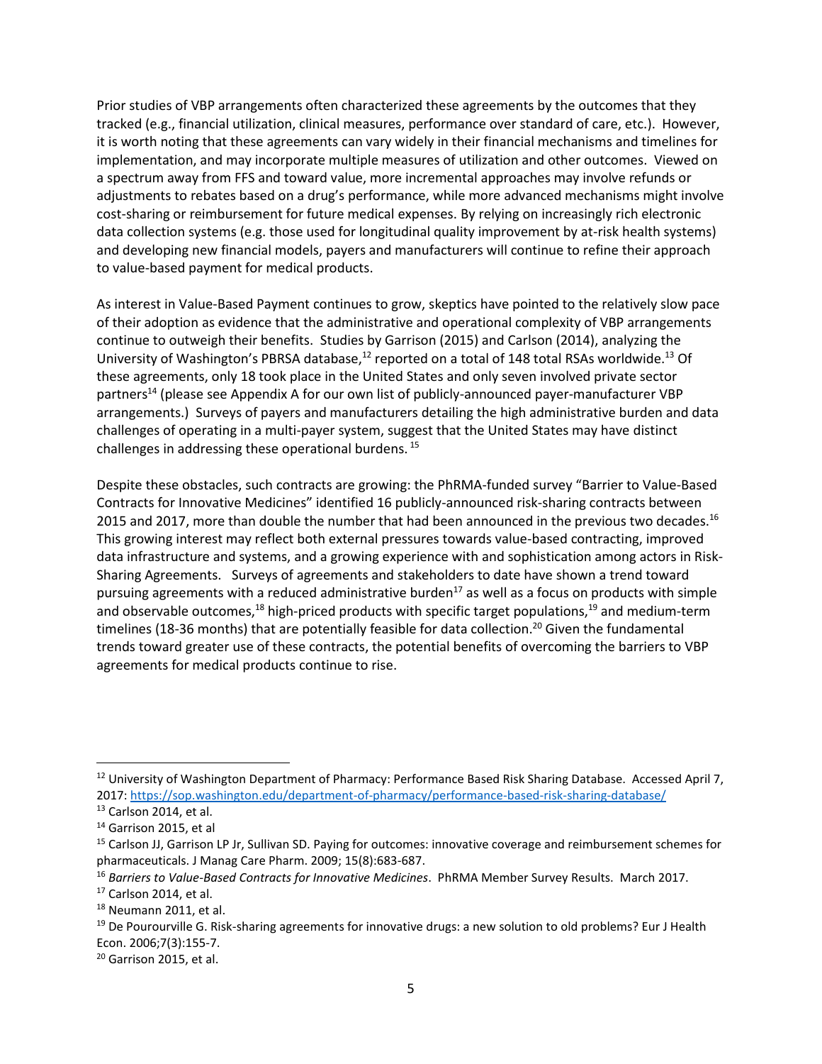Prior studies of VBP arrangements often characterized these agreements by the outcomes that they tracked (e.g., financial utilization, clinical measures, performance over standard of care, etc.). However, it is worth noting that these agreements can vary widely in their financial mechanisms and timelines for implementation, and may incorporate multiple measures of utilization and other outcomes. Viewed on a spectrum away from FFS and toward value, more incremental approaches may involve refunds or adjustments to rebates based on a drug's performance, while more advanced mechanisms might involve cost-sharing or reimbursement for future medical expenses. By relying on increasingly rich electronic data collection systems (e.g. those used for longitudinal quality improvement by at-risk health systems) and developing new financial models, payers and manufacturers will continue to refine their approach to value-based payment for medical products.

As interest in Value-Based Payment continues to grow, skeptics have pointed to the relatively slow pace of their adoption as evidence that the administrative and operational complexity of VBP arrangements continue to outweigh their benefits. Studies by Garrison (2015) and Carlson (2014), analyzing the University of Washington's PBRSA database,[12] reported on a total of 148 total RSAs worldwide.[13] Of these agreements, only 18 took place in the United States and only seven involved private sector partners[14] (please see Appendix A for our own list of publicly-announced payer-manufacturer VBP arrangements.) Surveys of payers and manufacturers detailing the high administrative burden and data challenges of operating in a multi-payer system, suggest that the United States may have distinct challenges in addressing these operational burdens. [15]

Despite these obstacles, such contracts are growing: the PhRMA-funded survey "Barrier to Value-Based Contracts for Innovative Medicines" identified 16 publicly-announced risk-sharing contracts between 2015 and 2017, more than double the number that had been announced in the previous two decades.[16] This growing interest may reflect both external pressures towards value-based contracting, improved data infrastructure and systems, and a growing experience with and sophistication among actors in Risk-Sharing Agreements. Surveys of agreements and stakeholders to date have shown a trend toward pursuing agreements with a reduced administrative burden[17] as well as a focus on products with simple and observable outcomes,[18] high-priced products with specific target populations,[19] and medium-term timelines (18-36 months) that are potentially feasible for data collection.[20] Given the fundamental trends toward greater use of these contracts, the potential benefits of overcoming the barriers to VBP agreements for medical products continue to rise.

---

[12] University of Washington Department of Pharmacy: Performance Based Risk Sharing Database. Accessed April 7, 2017: https://sop.washington.edu/department-of-pharmacy/performance-based-risk-sharing-database/

[13] Carlson 2014, et al.

[14] Garrison 2015, et al

[15] Carlson JJ, Garrison LP Jr, Sullivan SD. Paying for outcomes: innovative coverage and reimbursement schemes for pharmaceuticals. J Manag Care Pharm. 2009; 15(8):683-687.

[16] *Barriers to Value-Based Contracts for Innovative Medicines*. PhRMA Member Survey Results. March 2017.

[17] Carlson 2014, et al.

[18] Neumann 2011, et al.

[19] De Pourourville G. Risk-sharing agreements for innovative drugs: a new solution to old problems? Eur J Health Econ. 2006;7(3):155-7.

[20] Garrison 2015, et al.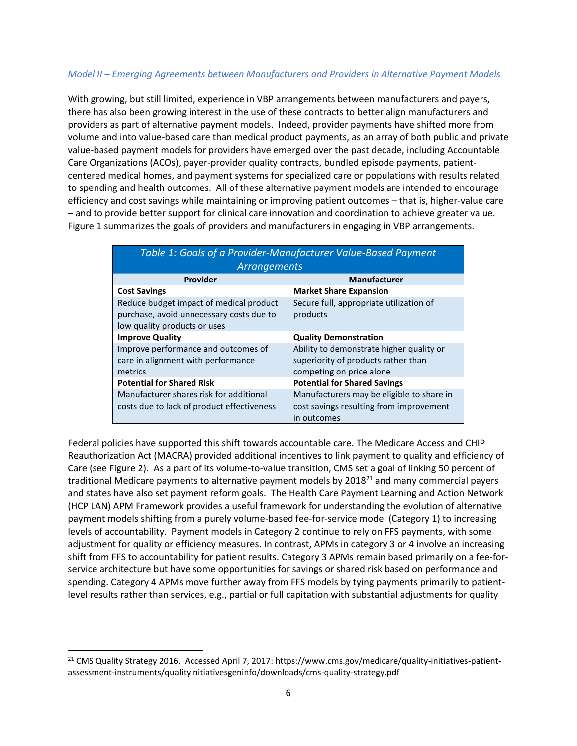*Model II – Emerging Agreements between Manufacturers and Providers in Alternative Payment Models*

With growing, but still limited, experience in VBP arrangements between manufacturers and payers, there has also been growing interest in the use of these contracts to better align manufacturers and providers as part of alternative payment models. Indeed, provider payments have shifted more from volume and into value-based care than medical product payments, as an array of both public and private value-based payment models for providers have emerged over the past decade, including Accountable Care Organizations (ACOs), payer-provider quality contracts, bundled episode payments, patient-centered medical homes, and payment systems for specialized care or populations with results related to spending and health outcomes. All of these alternative payment models are intended to encourage efficiency and cost savings while maintaining or improving patient outcomes – that is, higher-value care – and to provide better support for clinical care innovation and coordination to achieve greater value. Figure 1 summarizes the goals of providers and manufacturers in engaging in VBP arrangements.

*Table 1: Goals of a Provider-Manufacturer Value-Based Payment Arrangements*

| Provider | Manufacturer |
|---|---|
| **Cost Savings** | **Market Share Expansion** |
| Reduce budget impact of medical product purchase, avoid unnecessary costs due to low quality products or uses | Secure full, appropriate utilization of products |
| **Improve Quality** | **Quality Demonstration** |
| Improve performance and outcomes of care in alignment with performance metrics | Ability to demonstrate higher quality or superiority of products rather than competing on price alone |
| **Potential for Shared Risk** | **Potential for Shared Savings** |
| Manufacturer shares risk for additional costs due to lack of product effectiveness | Manufacturers may be eligible to share in cost savings resulting from improvement in outcomes |

Federal policies have supported this shift towards accountable care. The Medicare Access and CHIP Reauthorization Act (MACRA) provided additional incentives to link payment to quality and efficiency of Care (see Figure 2). As a part of its volume-to-value transition, CMS set a goal of linking 50 percent of traditional Medicare payments to alternative payment models by 2018[21] and many commercial payers and states have also set payment reform goals. The Health Care Payment Learning and Action Network (HCP LAN) APM Framework provides a useful framework for understanding the evolution of alternative payment models shifting from a purely volume-based fee-for-service model (Category 1) to increasing levels of accountability. Payment models in Category 2 continue to rely on FFS payments, with some adjustment for quality or efficiency measures. In contrast, APMs in category 3 or 4 involve an increasing shift from FFS to accountability for patient results. Category 3 APMs remain based primarily on a fee-for-service architecture but have some opportunities for savings or shared risk based on performance and spending. Category 4 APMs move further away from FFS models by tying payments primarily to patient-level results rather than services, e.g., partial or full capitation with substantial adjustments for quality

[21] CMS Quality Strategy 2016. Accessed April 7, 2017: https://www.cms.gov/medicare/quality-initiatives-patient-assessment-instruments/qualityinitiativesgeninfo/downloads/cms-quality-strategy.pdf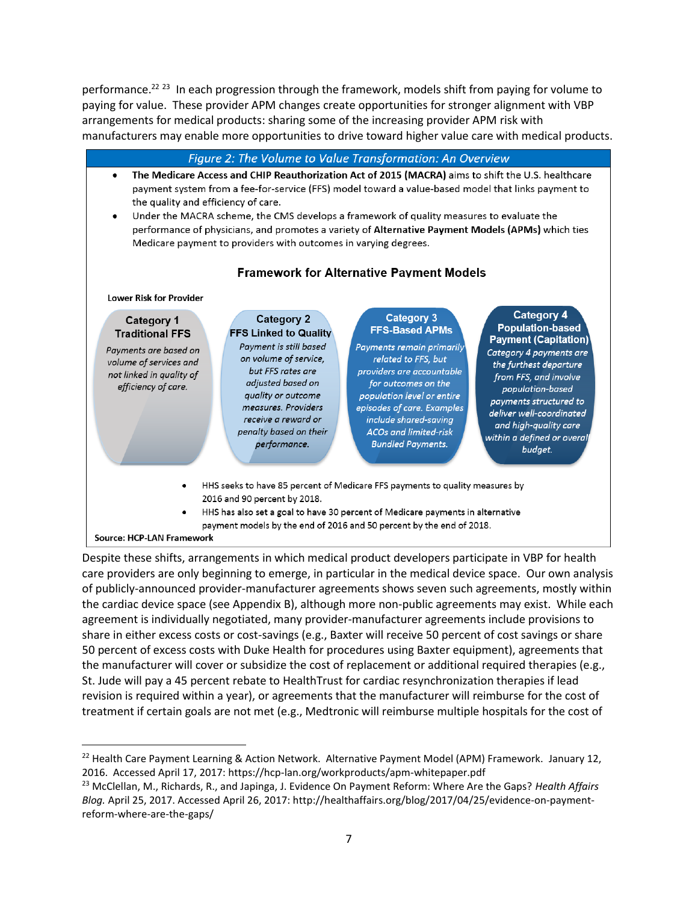performance.[22] [23] In each progression through the framework, models shift from paying for volume to paying for value. These provider APM changes create opportunities for stronger alignment with VBP arrangements for medical products: sharing some of the increasing provider APM risk with manufacturers may enable more opportunities to drive toward higher value care with medical products.

*Figure 2: The Volume to Value Transformation: An Overview*

- **The Medicare Access and CHIP Reauthorization Act of 2015 (MACRA)** aims to shift the U.S. healthcare payment system from a fee-for-service (FFS) model toward a value-based model that links payment to the quality and efficiency of care.
- Under the MACRA scheme, the CMS develops a framework of quality measures to evaluate the performance of physicians, and promotes a variety of **Alternative Payment Models (APMs)** which ties Medicare payment to providers with outcomes in varying degrees.

**Framework for Alternative Payment Models**

Lower Risk for Provider

**Category 1**
**Traditional FFS**
*Payments are based on volume of services and not linked in quality of efficiency of care.*

**Category 2**
**FFS Linked to Quality**
*Payment is still based on volume of service, but FFS rates are adjusted based on quality or outcome measures. Providers receive a reward or penalty based on their performance.*

**Category 3**
**FFS-Based APMs**
*Payments remain primarily related to FFS, but providers are accountable for outcomes on the population level or entire episodes of care. Examples include shared-saving ACOs and limited-risk Bundled Payments.*

**Category 4**
**Population-based Payment (Capitation)**
*Category 4 payments are the furthest departure from FFS, and involve population-based payments structured to deliver well-coordinated and high-quality care within a defined or overall budget.*

- HHS seeks to have 85 percent of Medicare FFS payments to quality measures by 2016 and 90 percent by 2018.
- HHS has also set a goal to have 30 percent of Medicare payments in alternative payment models by the end of 2016 and 50 percent by the end of 2018.

**Source: HCP-LAN Framework**

Despite these shifts, arrangements in which medical product developers participate in VBP for health care providers are only beginning to emerge, in particular in the medical device space. Our own analysis of publicly-announced provider-manufacturer agreements shows seven such agreements, mostly within the cardiac device space (see Appendix B), although more non-public agreements may exist. While each agreement is individually negotiated, many provider-manufacturer agreements include provisions to share in either excess costs or cost-savings (e.g., Baxter will receive 50 percent of cost savings or share 50 percent of excess costs with Duke Health for procedures using Baxter equipment), agreements that the manufacturer will cover or subsidize the cost of replacement or additional required therapies (e.g., St. Jude will pay a 45 percent rebate to HealthTrust for cardiac resynchronization therapies if lead revision is required within a year), or agreements that the manufacturer will reimburse for the cost of treatment if certain goals are not met (e.g., Medtronic will reimburse multiple hospitals for the cost of

---

[22] Health Care Payment Learning & Action Network. Alternative Payment Model (APM) Framework. January 12, 2016. Accessed April 17, 2017: https://hcp-lan.org/workproducts/apm-whitepaper.pdf

[23] McClellan, M., Richards, R., and Japinga, J. Evidence On Payment Reform: Where Are the Gaps? *Health Affairs Blog.* April 25, 2017. Accessed April 26, 2017: http://healthaffairs.org/blog/2017/04/25/evidence-on-payment-reform-where-are-the-gaps/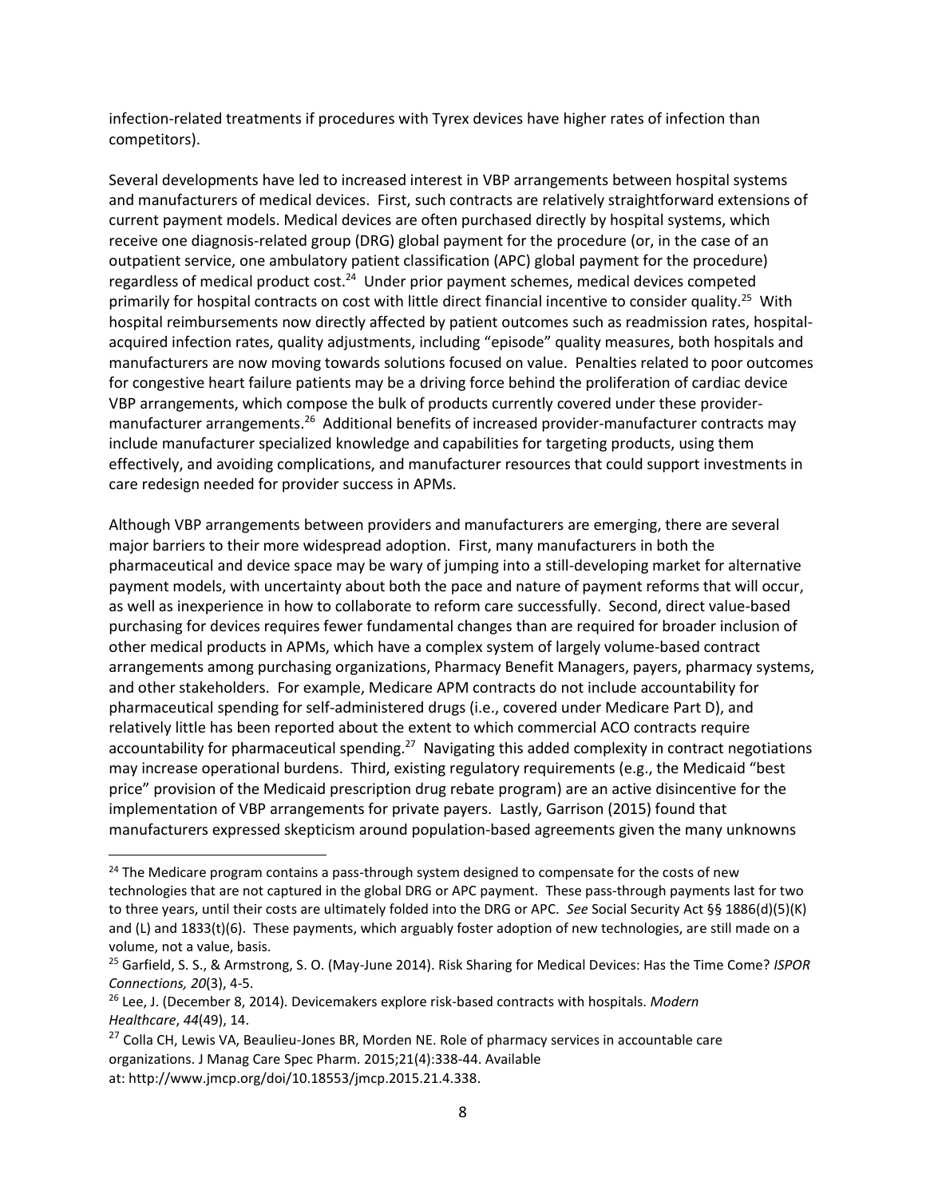infection-related treatments if procedures with Tyrex devices have higher rates of infection than competitors).

Several developments have led to increased interest in VBP arrangements between hospital systems and manufacturers of medical devices. First, such contracts are relatively straightforward extensions of current payment models. Medical devices are often purchased directly by hospital systems, which receive one diagnosis-related group (DRG) global payment for the procedure (or, in the case of an outpatient service, one ambulatory patient classification (APC) global payment for the procedure) regardless of medical product cost.[24] Under prior payment schemes, medical devices competed primarily for hospital contracts on cost with little direct financial incentive to consider quality.[25] With hospital reimbursements now directly affected by patient outcomes such as readmission rates, hospital-acquired infection rates, quality adjustments, including "episode" quality measures, both hospitals and manufacturers are now moving towards solutions focused on value. Penalties related to poor outcomes for congestive heart failure patients may be a driving force behind the proliferation of cardiac device VBP arrangements, which compose the bulk of products currently covered under these provider-manufacturer arrangements.[26] Additional benefits of increased provider-manufacturer contracts may include manufacturer specialized knowledge and capabilities for targeting products, using them effectively, and avoiding complications, and manufacturer resources that could support investments in care redesign needed for provider success in APMs.

Although VBP arrangements between providers and manufacturers are emerging, there are several major barriers to their more widespread adoption. First, many manufacturers in both the pharmaceutical and device space may be wary of jumping into a still-developing market for alternative payment models, with uncertainty about both the pace and nature of payment reforms that will occur, as well as inexperience in how to collaborate to reform care successfully. Second, direct value-based purchasing for devices requires fewer fundamental changes than are required for broader inclusion of other medical products in APMs, which have a complex system of largely volume-based contract arrangements among purchasing organizations, Pharmacy Benefit Managers, payers, pharmacy systems, and other stakeholders. For example, Medicare APM contracts do not include accountability for pharmaceutical spending for self-administered drugs (i.e., covered under Medicare Part D), and relatively little has been reported about the extent to which commercial ACO contracts require accountability for pharmaceutical spending.[27] Navigating this added complexity in contract negotiations may increase operational burdens. Third, existing regulatory requirements (e.g., the Medicaid "best price" provision of the Medicaid prescription drug rebate program) are an active disincentive for the implementation of VBP arrangements for private payers. Lastly, Garrison (2015) found that manufacturers expressed skepticism around population-based agreements given the many unknowns

---

[24] The Medicare program contains a pass-through system designed to compensate for the costs of new technologies that are not captured in the global DRG or APC payment. These pass-through payments last for two to three years, until their costs are ultimately folded into the DRG or APC. *See* Social Security Act §§ 1886(d)(5)(K) and (L) and 1833(t)(6). These payments, which arguably foster adoption of new technologies, are still made on a volume, not a value, basis.

[25] Garfield, S. S., & Armstrong, S. O. (May-June 2014). Risk Sharing for Medical Devices: Has the Time Come? *ISPOR Connections, 20*(3), 4-5.

[26] Lee, J. (December 8, 2014). Devicemakers explore risk-based contracts with hospitals. *Modern Healthcare*, *44*(49), 14.

[27] Colla CH, Lewis VA, Beaulieu-Jones BR, Morden NE. Role of pharmacy services in accountable care organizations. J Manag Care Spec Pharm. 2015;21(4):338-44. Available at: http://www.jmcp.org/doi/10.18553/jmcp.2015.21.4.338.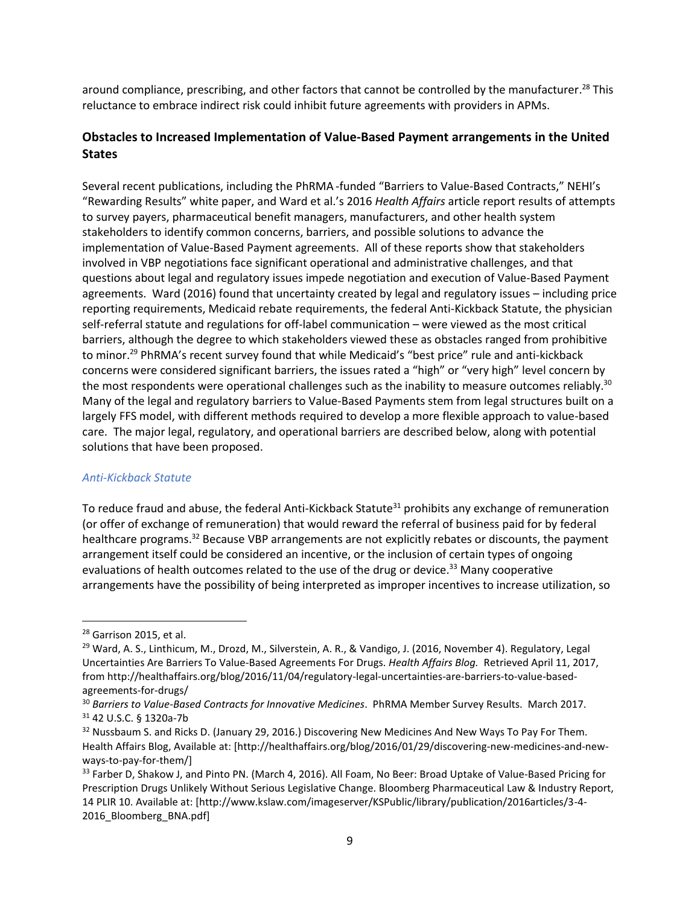around compliance, prescribing, and other factors that cannot be controlled by the manufacturer.[28] This reluctance to embrace indirect risk could inhibit future agreements with providers in APMs.

## Obstacles to Increased Implementation of Value-Based Payment arrangements in the United States

Several recent publications, including the PhRMA-funded "Barriers to Value-Based Contracts," NEHI's "Rewarding Results" white paper, and Ward et al.'s 2016 *Health Affairs* article report results of attempts to survey payers, pharmaceutical benefit managers, manufacturers, and other health system stakeholders to identify common concerns, barriers, and possible solutions to advance the implementation of Value-Based Payment agreements. All of these reports show that stakeholders involved in VBP negotiations face significant operational and administrative challenges, and that questions about legal and regulatory issues impede negotiation and execution of Value-Based Payment agreements. Ward (2016) found that uncertainty created by legal and regulatory issues – including price reporting requirements, Medicaid rebate requirements, the federal Anti-Kickback Statute, the physician self-referral statute and regulations for off-label communication – were viewed as the most critical barriers, although the degree to which stakeholders viewed these as obstacles ranged from prohibitive to minor.[29] PhRMA's recent survey found that while Medicaid's "best price" rule and anti-kickback concerns were considered significant barriers, the issues rated a "high" or "very high" level concern by the most respondents were operational challenges such as the inability to measure outcomes reliably.[30] Many of the legal and regulatory barriers to Value-Based Payments stem from legal structures built on a largely FFS model, with different methods required to develop a more flexible approach to value-based care. The major legal, regulatory, and operational barriers are described below, along with potential solutions that have been proposed.

### *Anti-Kickback Statute*

To reduce fraud and abuse, the federal Anti-Kickback Statute[31] prohibits any exchange of remuneration (or offer of exchange of remuneration) that would reward the referral of business paid for by federal healthcare programs.[32] Because VBP arrangements are not explicitly rebates or discounts, the payment arrangement itself could be considered an incentive, or the inclusion of certain types of ongoing evaluations of health outcomes related to the use of the drug or device.[33] Many cooperative arrangements have the possibility of being interpreted as improper incentives to increase utilization, so

---

[28] Garrison 2015, et al.

[29] Ward, A. S., Linthicum, M., Drozd, M., Silverstein, A. R., & Vandigo, J. (2016, November 4). Regulatory, Legal Uncertainties Are Barriers To Value-Based Agreements For Drugs. *Health Affairs Blog.* Retrieved April 11, 2017, from http://healthaffairs.org/blog/2016/11/04/regulatory-legal-uncertainties-are-barriers-to-value-based-agreements-for-drugs/

[30] *Barriers to Value-Based Contracts for Innovative Medicines*. PhRMA Member Survey Results. March 2017.

[31] 42 U.S.C. § 1320a-7b

[32] Nussbaum S. and Ricks D. (January 29, 2016.) Discovering New Medicines And New Ways To Pay For Them. Health Affairs Blog, Available at: [http://healthaffairs.org/blog/2016/01/29/discovering-new-medicines-and-new-ways-to-pay-for-them/]

[33] Farber D, Shakow J, and Pinto PN. (March 4, 2016). All Foam, No Beer: Broad Uptake of Value-Based Pricing for Prescription Drugs Unlikely Without Serious Legislative Change. Bloomberg Pharmaceutical Law & Industry Report, 14 PLIR 10. Available at: [http://www.kslaw.com/imageserver/KSPublic/library/publication/2016articles/3-4-2016_Bloomberg_BNA.pdf]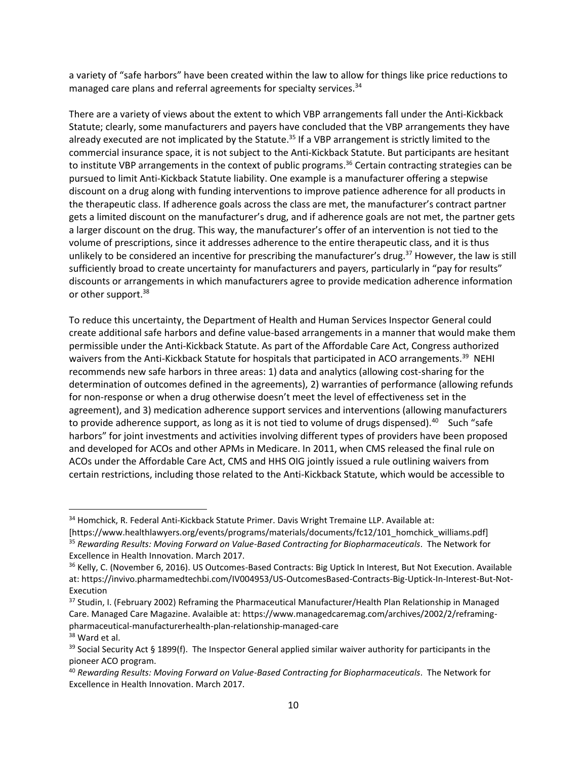a variety of "safe harbors" have been created within the law to allow for things like price reductions to managed care plans and referral agreements for specialty services.[34]

There are a variety of views about the extent to which VBP arrangements fall under the Anti-Kickback Statute; clearly, some manufacturers and payers have concluded that the VBP arrangements they have already executed are not implicated by the Statute.[35] If a VBP arrangement is strictly limited to the commercial insurance space, it is not subject to the Anti-Kickback Statute. But participants are hesitant to institute VBP arrangements in the context of public programs.[36] Certain contracting strategies can be pursued to limit Anti-Kickback Statute liability. One example is a manufacturer offering a stepwise discount on a drug along with funding interventions to improve patience adherence for all products in the therapeutic class. If adherence goals across the class are met, the manufacturer's contract partner gets a limited discount on the manufacturer's drug, and if adherence goals are not met, the partner gets a larger discount on the drug. This way, the manufacturer's offer of an intervention is not tied to the volume of prescriptions, since it addresses adherence to the entire therapeutic class, and it is thus unlikely to be considered an incentive for prescribing the manufacturer's drug.[37] However, the law is still sufficiently broad to create uncertainty for manufacturers and payers, particularly in "pay for results" discounts or arrangements in which manufacturers agree to provide medication adherence information or other support.[38]

To reduce this uncertainty, the Department of Health and Human Services Inspector General could create additional safe harbors and define value-based arrangements in a manner that would make them permissible under the Anti-Kickback Statute. As part of the Affordable Care Act, Congress authorized waivers from the Anti-Kickback Statute for hospitals that participated in ACO arrangements.[39] NEHI recommends new safe harbors in three areas: 1) data and analytics (allowing cost-sharing for the determination of outcomes defined in the agreements), 2) warranties of performance (allowing refunds for non-response or when a drug otherwise doesn't meet the level of effectiveness set in the agreement), and 3) medication adherence support services and interventions (allowing manufacturers to provide adherence support, as long as it is not tied to volume of drugs dispensed).[40] Such "safe harbors" for joint investments and activities involving different types of providers have been proposed and developed for ACOs and other APMs in Medicare. In 2011, when CMS released the final rule on ACOs under the Affordable Care Act, CMS and HHS OIG jointly issued a rule outlining waivers from certain restrictions, including those related to the Anti-Kickback Statute, which would be accessible to

---

[34] Homchick, R. Federal Anti-Kickback Statute Primer. Davis Wright Tremaine LLP. Available at: [https://www.healthlawyers.org/events/programs/materials/documents/fc12/101_homchick_williams.pdf]

[35] *Rewarding Results: Moving Forward on Value-Based Contracting for Biopharmaceuticals*. The Network for Excellence in Health Innovation. March 2017.

[36] Kelly, C. (November 6, 2016). US Outcomes-Based Contracts: Big Uptick In Interest, But Not Execution. Available at: https://invivo.pharmamedtechbi.com/IV004953/US-OutcomesBased-Contracts-Big-Uptick-In-Interest-But-Not-Execution

[37] Studin, I. (February 2002) Reframing the Pharmaceutical Manufacturer/Health Plan Relationship in Managed Care. Managed Care Magazine. Avalaible at: https://www.managedcaremag.com/archives/2002/2/reframing-pharmaceutical-manufacturerhealth-plan-relationship-managed-care

[38] Ward et al.

[39] Social Security Act § 1899(f). The Inspector General applied similar waiver authority for participants in the pioneer ACO program.

[40] *Rewarding Results: Moving Forward on Value-Based Contracting for Biopharmaceuticals*. The Network for Excellence in Health Innovation. March 2017.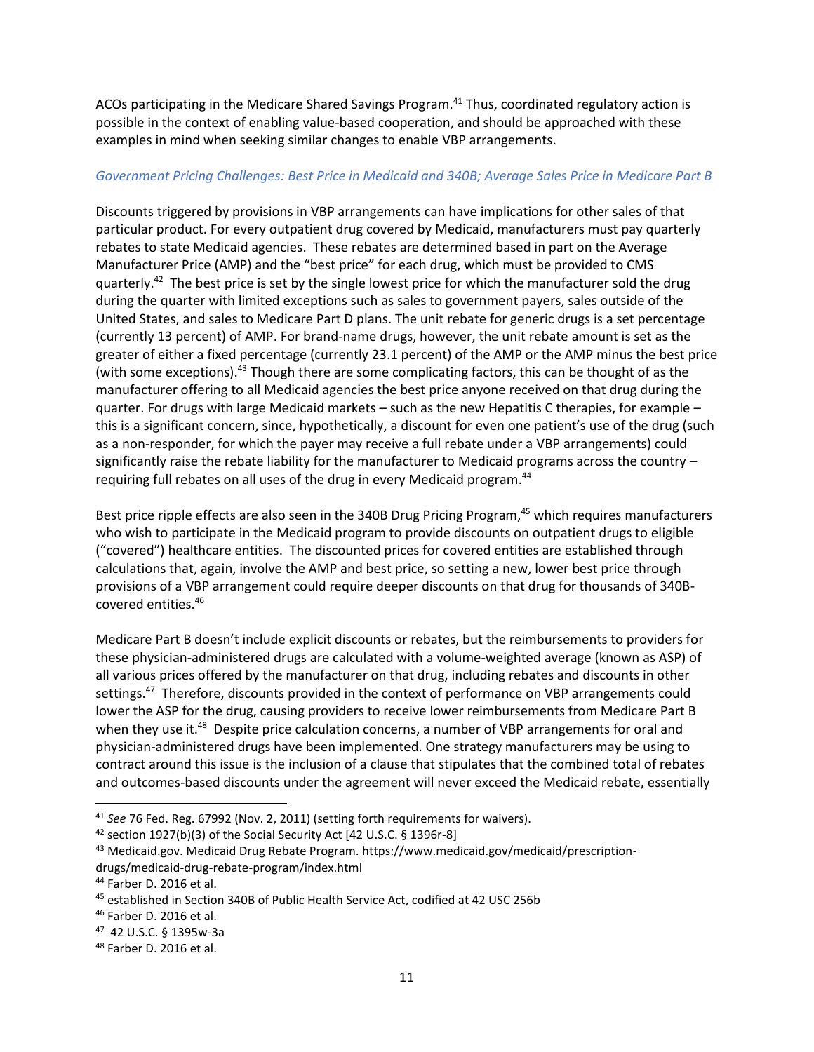ACOs participating in the Medicare Shared Savings Program.[41] Thus, coordinated regulatory action is possible in the context of enabling value-based cooperation, and should be approached with these examples in mind when seeking similar changes to enable VBP arrangements.

### *Government Pricing Challenges: Best Price in Medicaid and 340B; Average Sales Price in Medicare Part B*

Discounts triggered by provisions in VBP arrangements can have implications for other sales of that particular product. For every outpatient drug covered by Medicaid, manufacturers must pay quarterly rebates to state Medicaid agencies. These rebates are determined based in part on the Average Manufacturer Price (AMP) and the "best price" for each drug, which must be provided to CMS quarterly.[42] The best price is set by the single lowest price for which the manufacturer sold the drug during the quarter with limited exceptions such as sales to government payers, sales outside of the United States, and sales to Medicare Part D plans. The unit rebate for generic drugs is a set percentage (currently 13 percent) of AMP. For brand-name drugs, however, the unit rebate amount is set as the greater of either a fixed percentage (currently 23.1 percent) of the AMP or the AMP minus the best price (with some exceptions).[43] Though there are some complicating factors, this can be thought of as the manufacturer offering to all Medicaid agencies the best price anyone received on that drug during the quarter. For drugs with large Medicaid markets – such as the new Hepatitis C therapies, for example – this is a significant concern, since, hypothetically, a discount for even one patient's use of the drug (such as a non-responder, for which the payer may receive a full rebate under a VBP arrangements) could significantly raise the rebate liability for the manufacturer to Medicaid programs across the country – requiring full rebates on all uses of the drug in every Medicaid program.[44]

Best price ripple effects are also seen in the 340B Drug Pricing Program,[45] which requires manufacturers who wish to participate in the Medicaid program to provide discounts on outpatient drugs to eligible ("covered") healthcare entities. The discounted prices for covered entities are established through calculations that, again, involve the AMP and best price, so setting a new, lower best price through provisions of a VBP arrangement could require deeper discounts on that drug for thousands of 340B-covered entities.[46]

Medicare Part B doesn't include explicit discounts or rebates, but the reimbursements to providers for these physician-administered drugs are calculated with a volume-weighted average (known as ASP) of all various prices offered by the manufacturer on that drug, including rebates and discounts in other settings.[47] Therefore, discounts provided in the context of performance on VBP arrangements could lower the ASP for the drug, causing providers to receive lower reimbursements from Medicare Part B when they use it.[48] Despite price calculation concerns, a number of VBP arrangements for oral and physician-administered drugs have been implemented. One strategy manufacturers may be using to contract around this issue is the inclusion of a clause that stipulates that the combined total of rebates and outcomes-based discounts under the agreement will never exceed the Medicaid rebate, essentially

---

[41] *See* 76 Fed. Reg. 67992 (Nov. 2, 2011) (setting forth requirements for waivers).

[42] section 1927(b)(3) of the Social Security Act [42 U.S.C. § 1396r-8]

[43] Medicaid.gov. Medicaid Drug Rebate Program. https://www.medicaid.gov/medicaid/prescription-drugs/medicaid-drug-rebate-program/index.html

[44] Farber D. 2016 et al.

[45] established in Section 340B of Public Health Service Act, codified at 42 USC 256b

[46] Farber D. 2016 et al.

[47] 42 U.S.C. § 1395w-3a

[48] Farber D. 2016 et al.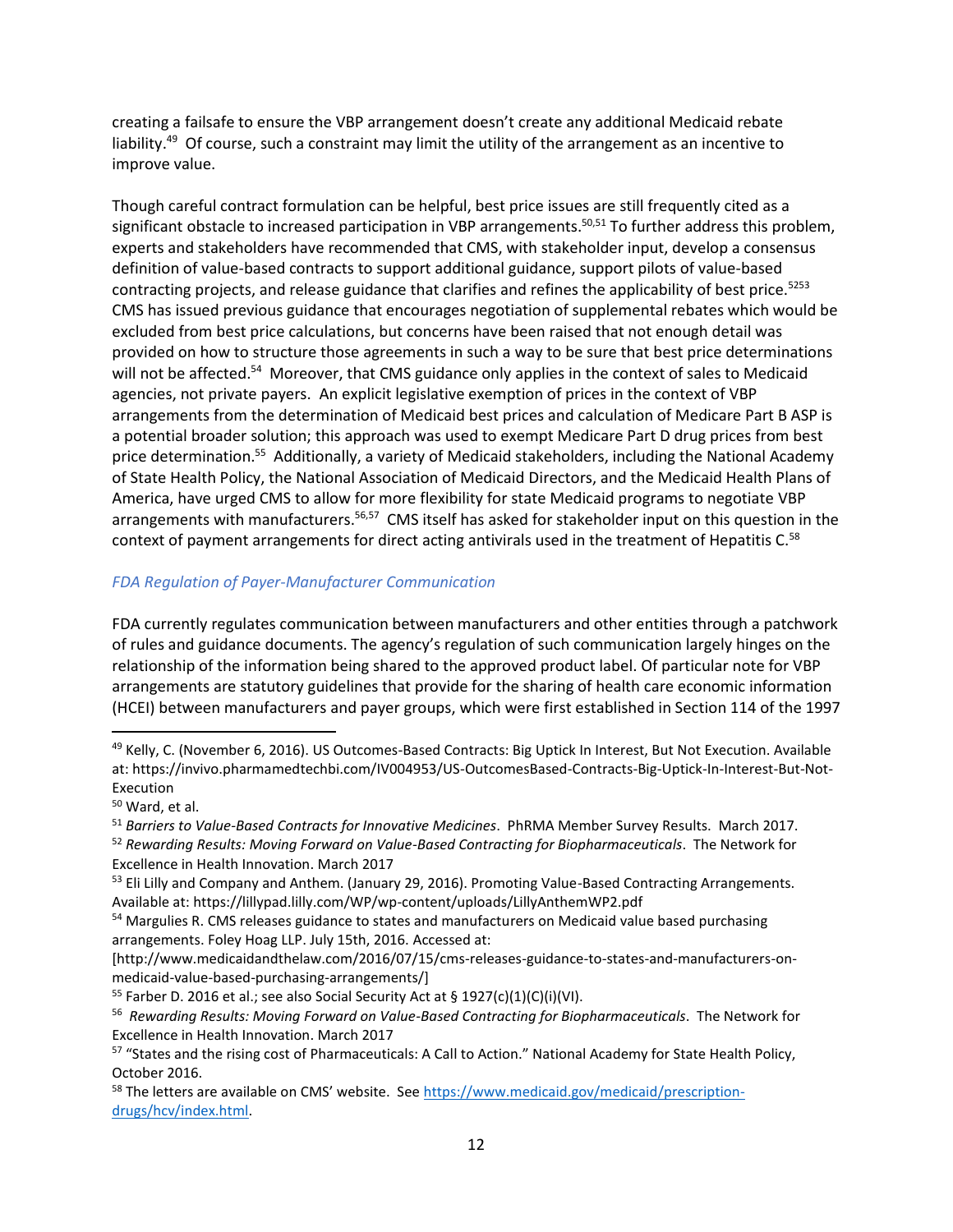creating a failsafe to ensure the VBP arrangement doesn't create any additional Medicaid rebate liability.[49] Of course, such a constraint may limit the utility of the arrangement as an incentive to improve value.

Though careful contract formulation can be helpful, best price issues are still frequently cited as a significant obstacle to increased participation in VBP arrangements.[50,51] To further address this problem, experts and stakeholders have recommended that CMS, with stakeholder input, develop a consensus definition of value-based contracts to support additional guidance, support pilots of value-based contracting projects, and release guidance that clarifies and refines the applicability of best price.[52][53] CMS has issued previous guidance that encourages negotiation of supplemental rebates which would be excluded from best price calculations, but concerns have been raised that not enough detail was provided on how to structure those agreements in such a way to be sure that best price determinations will not be affected.[54] Moreover, that CMS guidance only applies in the context of sales to Medicaid agencies, not private payers. An explicit legislative exemption of prices in the context of VBP arrangements from the determination of Medicaid best prices and calculation of Medicare Part B ASP is a potential broader solution; this approach was used to exempt Medicare Part D drug prices from best price determination.[55] Additionally, a variety of Medicaid stakeholders, including the National Academy of State Health Policy, the National Association of Medicaid Directors, and the Medicaid Health Plans of America, have urged CMS to allow for more flexibility for state Medicaid programs to negotiate VBP arrangements with manufacturers.[56,57] CMS itself has asked for stakeholder input on this question in the context of payment arrangements for direct acting antivirals used in the treatment of Hepatitis C.[58]

### *FDA Regulation of Payer-Manufacturer Communication*

FDA currently regulates communication between manufacturers and other entities through a patchwork of rules and guidance documents. The agency's regulation of such communication largely hinges on the relationship of the information being shared to the approved product label. Of particular note for VBP arrangements are statutory guidelines that provide for the sharing of health care economic information (HCEI) between manufacturers and payer groups, which were first established in Section 114 of the 1997

---

[49] Kelly, C. (November 6, 2016). US Outcomes-Based Contracts: Big Uptick In Interest, But Not Execution. Available at: https://invivo.pharmamedtechbi.com/IV004953/US-OutcomesBased-Contracts-Big-Uptick-In-Interest-But-Not-Execution

[50] Ward, et al.

[51] *Barriers to Value-Based Contracts for Innovative Medicines*. PhRMA Member Survey Results. March 2017.

[52] *Rewarding Results: Moving Forward on Value-Based Contracting for Biopharmaceuticals*. The Network for Excellence in Health Innovation. March 2017

[53] Eli Lilly and Company and Anthem. (January 29, 2016). Promoting Value-Based Contracting Arrangements. Available at: https://lillypad.lilly.com/WP/wp-content/uploads/LillyAnthemWP2.pdf

[54] Margulies R. CMS releases guidance to states and manufacturers on Medicaid value based purchasing arrangements. Foley Hoag LLP. July 15th, 2016. Accessed at: [http://www.medicaidandthelaw.com/2016/07/15/cms-releases-guidance-to-states-and-manufacturers-on-medicaid-value-based-purchasing-arrangements/]

[55] Farber D. 2016 et al.; see also Social Security Act at § 1927(c)(1)(C)(i)(VI).

[56] *Rewarding Results: Moving Forward on Value-Based Contracting for Biopharmaceuticals*. The Network for Excellence in Health Innovation. March 2017

[57] "States and the rising cost of Pharmaceuticals: A Call to Action." National Academy for State Health Policy, October 2016.

[58] The letters are available on CMS' website. See https://www.medicaid.gov/medicaid/prescription-drugs/hcv/index.html.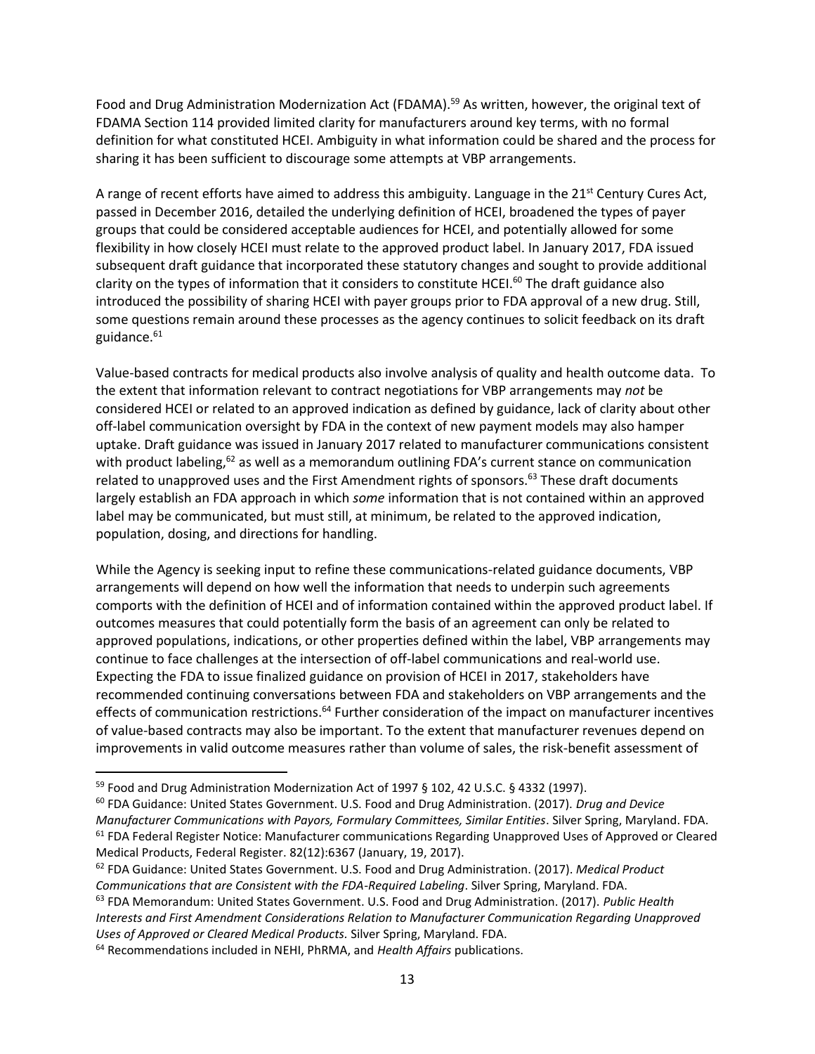Food and Drug Administration Modernization Act (FDAMA).[59] As written, however, the original text of FDAMA Section 114 provided limited clarity for manufacturers around key terms, with no formal definition for what constituted HCEI. Ambiguity in what information could be shared and the process for sharing it has been sufficient to discourage some attempts at VBP arrangements.

A range of recent efforts have aimed to address this ambiguity. Language in the 21st Century Cures Act, passed in December 2016, detailed the underlying definition of HCEI, broadened the types of payer groups that could be considered acceptable audiences for HCEI, and potentially allowed for some flexibility in how closely HCEI must relate to the approved product label. In January 2017, FDA issued subsequent draft guidance that incorporated these statutory changes and sought to provide additional clarity on the types of information that it considers to constitute HCEI.[60] The draft guidance also introduced the possibility of sharing HCEI with payer groups prior to FDA approval of a new drug. Still, some questions remain around these processes as the agency continues to solicit feedback on its draft guidance.[61]

Value-based contracts for medical products also involve analysis of quality and health outcome data. To the extent that information relevant to contract negotiations for VBP arrangements may *not* be considered HCEI or related to an approved indication as defined by guidance, lack of clarity about other off-label communication oversight by FDA in the context of new payment models may also hamper uptake. Draft guidance was issued in January 2017 related to manufacturer communications consistent with product labeling,[62] as well as a memorandum outlining FDA's current stance on communication related to unapproved uses and the First Amendment rights of sponsors.[63] These draft documents largely establish an FDA approach in which *some* information that is not contained within an approved label may be communicated, but must still, at minimum, be related to the approved indication, population, dosing, and directions for handling.

While the Agency is seeking input to refine these communications-related guidance documents, VBP arrangements will depend on how well the information that needs to underpin such agreements comports with the definition of HCEI and of information contained within the approved product label. If outcomes measures that could potentially form the basis of an agreement can only be related to approved populations, indications, or other properties defined within the label, VBP arrangements may continue to face challenges at the intersection of off-label communications and real-world use. Expecting the FDA to issue finalized guidance on provision of HCEI in 2017, stakeholders have recommended continuing conversations between FDA and stakeholders on VBP arrangements and the effects of communication restrictions.[64] Further consideration of the impact on manufacturer incentives of value-based contracts may also be important. To the extent that manufacturer revenues depend on improvements in valid outcome measures rather than volume of sales, the risk-benefit assessment of

---

[59] Food and Drug Administration Modernization Act of 1997 § 102, 42 U.S.C. § 4332 (1997).

[60] FDA Guidance: United States Government. U.S. Food and Drug Administration. (2017). *Drug and Device Manufacturer Communications with Payors, Formulary Committees, Similar Entities*. Silver Spring, Maryland. FDA.

[61] FDA Federal Register Notice: Manufacturer communications Regarding Unapproved Uses of Approved or Cleared Medical Products, Federal Register. 82(12):6367 (January, 19, 2017).

[62] FDA Guidance: United States Government. U.S. Food and Drug Administration. (2017). *Medical Product Communications that are Consistent with the FDA-Required Labeling*. Silver Spring, Maryland. FDA.

[63] FDA Memorandum: United States Government. U.S. Food and Drug Administration. (2017). *Public Health Interests and First Amendment Considerations Relation to Manufacturer Communication Regarding Unapproved Uses of Approved or Cleared Medical Products.* Silver Spring, Maryland. FDA.

[64] Recommendations included in NEHI, PhRMA, and *Health Affairs* publications.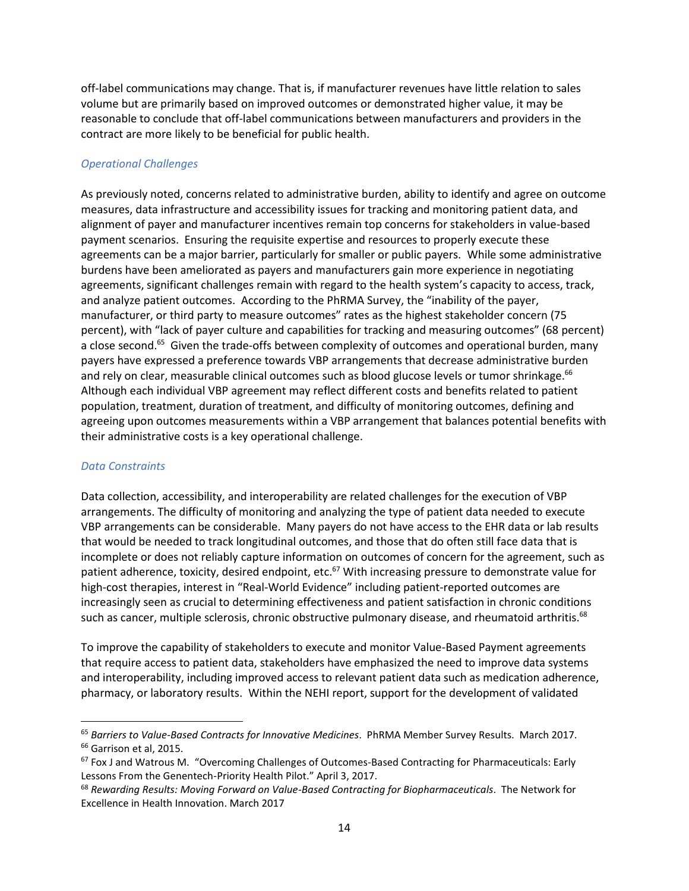off-label communications may change. That is, if manufacturer revenues have little relation to sales volume but are primarily based on improved outcomes or demonstrated higher value, it may be reasonable to conclude that off-label communications between manufacturers and providers in the contract are more likely to be beneficial for public health.

### *Operational Challenges*

As previously noted, concerns related to administrative burden, ability to identify and agree on outcome measures, data infrastructure and accessibility issues for tracking and monitoring patient data, and alignment of payer and manufacturer incentives remain top concerns for stakeholders in value-based payment scenarios. Ensuring the requisite expertise and resources to properly execute these agreements can be a major barrier, particularly for smaller or public payers. While some administrative burdens have been ameliorated as payers and manufacturers gain more experience in negotiating agreements, significant challenges remain with regard to the health system's capacity to access, track, and analyze patient outcomes. According to the PhRMA Survey, the "inability of the payer, manufacturer, or third party to measure outcomes" rates as the highest stakeholder concern (75 percent), with "lack of payer culture and capabilities for tracking and measuring outcomes" (68 percent) a close second.[65] Given the trade-offs between complexity of outcomes and operational burden, many payers have expressed a preference towards VBP arrangements that decrease administrative burden and rely on clear, measurable clinical outcomes such as blood glucose levels or tumor shrinkage.[66] Although each individual VBP agreement may reflect different costs and benefits related to patient population, treatment, duration of treatment, and difficulty of monitoring outcomes, defining and agreeing upon outcomes measurements within a VBP arrangement that balances potential benefits with their administrative costs is a key operational challenge.

### *Data Constraints*

Data collection, accessibility, and interoperability are related challenges for the execution of VBP arrangements. The difficulty of monitoring and analyzing the type of patient data needed to execute VBP arrangements can be considerable. Many payers do not have access to the EHR data or lab results that would be needed to track longitudinal outcomes, and those that do often still face data that is incomplete or does not reliably capture information on outcomes of concern for the agreement, such as patient adherence, toxicity, desired endpoint, etc.[67] With increasing pressure to demonstrate value for high-cost therapies, interest in "Real-World Evidence" including patient-reported outcomes are increasingly seen as crucial to determining effectiveness and patient satisfaction in chronic conditions such as cancer, multiple sclerosis, chronic obstructive pulmonary disease, and rheumatoid arthritis.[68]

To improve the capability of stakeholders to execute and monitor Value-Based Payment agreements that require access to patient data, stakeholders have emphasized the need to improve data systems and interoperability, including improved access to relevant patient data such as medication adherence, pharmacy, or laboratory results. Within the NEHI report, support for the development of validated

---

[65] *Barriers to Value-Based Contracts for Innovative Medicines*. PhRMA Member Survey Results. March 2017.

[66] Garrison et al, 2015.

[67] Fox J and Watrous M. "Overcoming Challenges of Outcomes-Based Contracting for Pharmaceuticals: Early Lessons From the Genentech-Priority Health Pilot." April 3, 2017.

[68] *Rewarding Results: Moving Forward on Value-Based Contracting for Biopharmaceuticals*. The Network for Excellence in Health Innovation. March 2017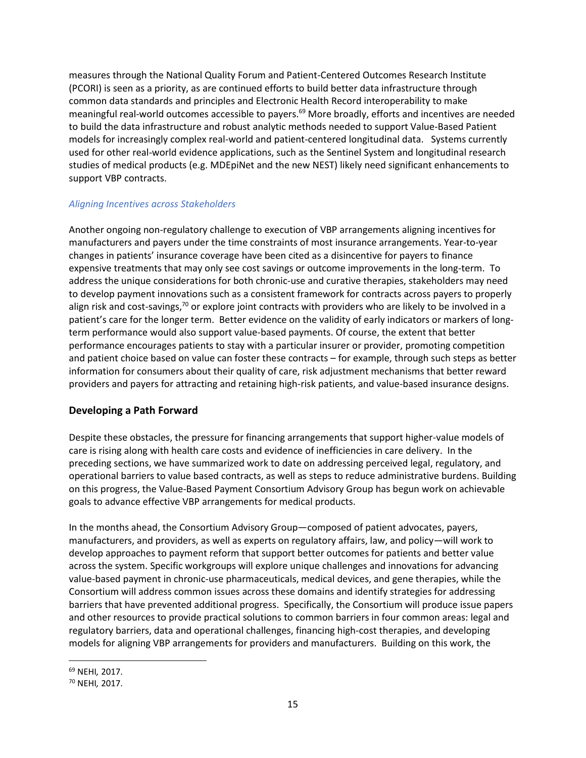measures through the National Quality Forum and Patient-Centered Outcomes Research Institute (PCORI) is seen as a priority, as are continued efforts to build better data infrastructure through common data standards and principles and Electronic Health Record interoperability to make meaningful real-world outcomes accessible to payers.[69] More broadly, efforts and incentives are needed to build the data infrastructure and robust analytic methods needed to support Value-Based Patient models for increasingly complex real-world and patient-centered longitudinal data. Systems currently used for other real-world evidence applications, such as the Sentinel System and longitudinal research studies of medical products (e.g. MDEpiNet and the new NEST) likely need significant enhancements to support VBP contracts.

### *Aligning Incentives across Stakeholders*

Another ongoing non-regulatory challenge to execution of VBP arrangements aligning incentives for manufacturers and payers under the time constraints of most insurance arrangements. Year-to-year changes in patients' insurance coverage have been cited as a disincentive for payers to finance expensive treatments that may only see cost savings or outcome improvements in the long-term. To address the unique considerations for both chronic-use and curative therapies, stakeholders may need to develop payment innovations such as a consistent framework for contracts across payers to properly align risk and cost-savings,[70] or explore joint contracts with providers who are likely to be involved in a patient's care for the longer term. Better evidence on the validity of early indicators or markers of long-term performance would also support value-based payments. Of course, the extent that better performance encourages patients to stay with a particular insurer or provider, promoting competition and patient choice based on value can foster these contracts – for example, through such steps as better information for consumers about their quality of care, risk adjustment mechanisms that better reward providers and payers for attracting and retaining high-risk patients, and value-based insurance designs.

## Developing a Path Forward

Despite these obstacles, the pressure for financing arrangements that support higher-value models of care is rising along with health care costs and evidence of inefficiencies in care delivery. In the preceding sections, we have summarized work to date on addressing perceived legal, regulatory, and operational barriers to value based contracts, as well as steps to reduce administrative burdens. Building on this progress, the Value-Based Payment Consortium Advisory Group has begun work on achievable goals to advance effective VBP arrangements for medical products.

In the months ahead, the Consortium Advisory Group—composed of patient advocates, payers, manufacturers, and providers, as well as experts on regulatory affairs, law, and policy—will work to develop approaches to payment reform that support better outcomes for patients and better value across the system. Specific workgroups will explore unique challenges and innovations for advancing value-based payment in chronic-use pharmaceuticals, medical devices, and gene therapies, while the Consortium will address common issues across these domains and identify strategies for addressing barriers that have prevented additional progress. Specifically, the Consortium will produce issue papers and other resources to provide practical solutions to common barriers in four common areas: legal and regulatory barriers, data and operational challenges, financing high-cost therapies, and developing models for aligning VBP arrangements for providers and manufacturers. Building on this work, the

[69] NEHI, 2017.

[70] NEHI, 2017.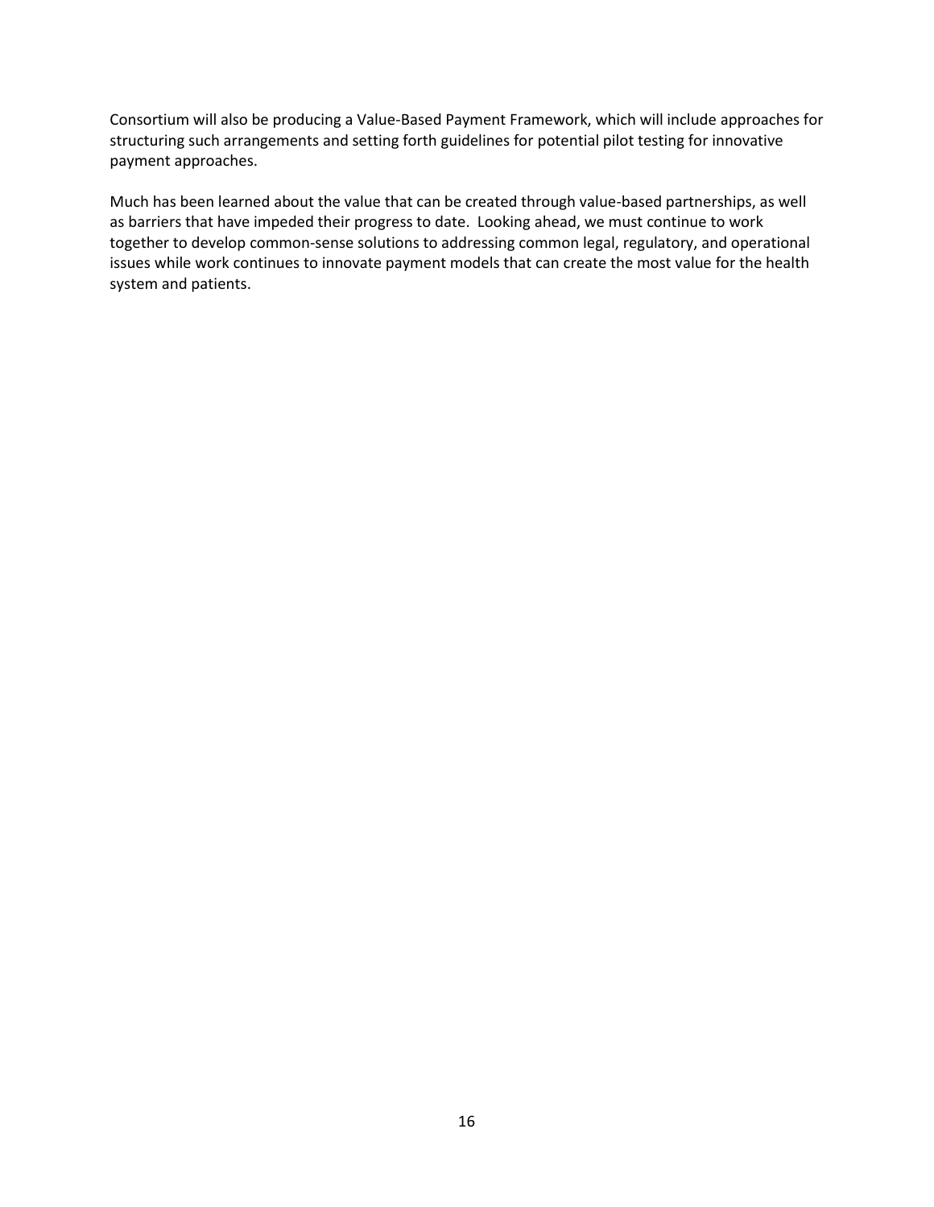Consortium will also be producing a Value-Based Payment Framework, which will include approaches for structuring such arrangements and setting forth guidelines for potential pilot testing for innovative payment approaches.

Much has been learned about the value that can be created through value-based partnerships, as well as barriers that have impeded their progress to date. Looking ahead, we must continue to work together to develop common-sense solutions to addressing common legal, regulatory, and operational issues while work continues to innovate payment models that can create the most value for the health system and patients.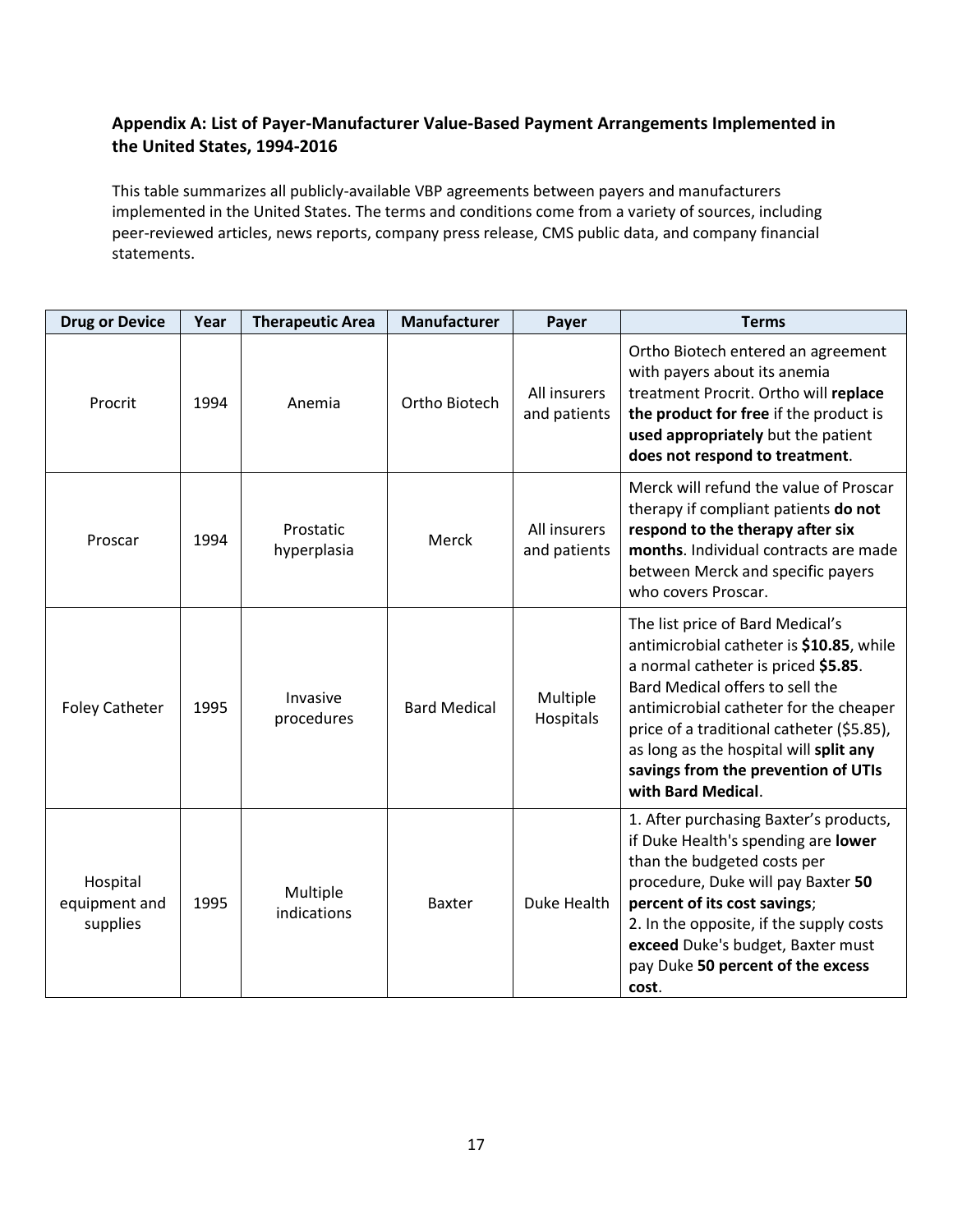## Appendix A: List of Payer-Manufacturer Value-Based Payment Arrangements Implemented in the United States, 1994-2016

This table summarizes all publicly-available VBP agreements between payers and manufacturers implemented in the United States. The terms and conditions come from a variety of sources, including peer-reviewed articles, news reports, company press release, CMS public data, and company financial statements.

| Drug or Device | Year | Therapeutic Area | Manufacturer | Payer | Terms |
|---|---|---|---|---|---|
| Procrit | 1994 | Anemia | Ortho Biotech | All insurers and patients | Ortho Biotech entered an agreement with payers about its anemia treatment Procrit. Ortho will **replace the product for free** if the product is **used appropriately** but the patient **does not respond to treatment**. |
| Proscar | 1994 | Prostatic hyperplasia | Merck | All insurers and patients | Merck will refund the value of Proscar therapy if compliant patients **do not respond to the therapy after six months**. Individual contracts are made between Merck and specific payers who covers Proscar. |
| Foley Catheter | 1995 | Invasive procedures | Bard Medical | Multiple Hospitals | The list price of Bard Medical's antimicrobial catheter is **$10.85**, while a normal catheter is priced **$5.85**. Bard Medical offers to sell the antimicrobial catheter for the cheaper price of a traditional catheter ($5.85), as long as the hospital will **split any savings from the prevention of UTIs with Bard Medical**. |
| Hospital equipment and supplies | 1995 | Multiple indications | Baxter | Duke Health | 1. After purchasing Baxter's products, if Duke Health's spending are **lower** than the budgeted costs per procedure, Duke will pay Baxter **50 percent of its cost savings**; 2. In the opposite, if the supply costs **exceed** Duke's budget, Baxter must pay Duke **50 percent of the excess cost**. |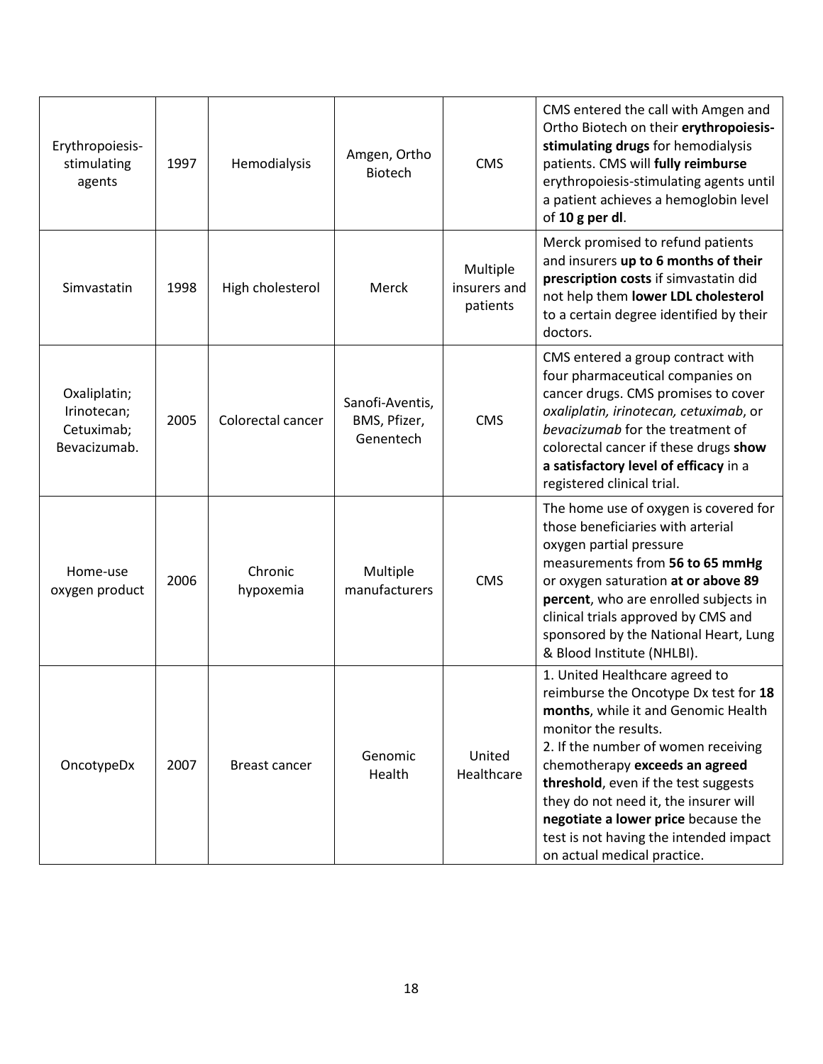| | | | | | |
|---|---|---|---|---|---|
| Erythropoiesis-stimulating agents | 1997 | Hemodialysis | Amgen, Ortho Biotech | CMS | CMS entered the call with Amgen and Ortho Biotech on their **erythropoiesis-stimulating drugs** for hemodialysis patients. CMS will **fully reimburse** erythropoiesis-stimulating agents until a patient achieves a hemoglobin level of **10 g per dl**. |
| Simvastatin | 1998 | High cholesterol | Merck | Multiple insurers and patients | Merck promised to refund patients and insurers **up to 6 months of their prescription costs** if simvastatin did not help them **lower LDL cholesterol** to a certain degree identified by their doctors. |
| Oxaliplatin; Irinotecan; Cetuximab; Bevacizumab. | 2005 | Colorectal cancer | Sanofi-Aventis, BMS, Pfizer, Genentech | CMS | CMS entered a group contract with four pharmaceutical companies on cancer drugs. CMS promises to cover *oxaliplatin, irinotecan, cetuximab*, or *bevacizumab* for the treatment of colorectal cancer if these drugs **show a satisfactory level of efficacy** in a registered clinical trial. |
| Home-use oxygen product | 2006 | Chronic hypoxemia | Multiple manufacturers | CMS | The home use of oxygen is covered for those beneficiaries with arterial oxygen partial pressure measurements from **56 to 65 mmHg** or oxygen saturation **at or above 89 percent**, who are enrolled subjects in clinical trials approved by CMS and sponsored by the National Heart, Lung & Blood Institute (NHLBI). |
| OncotypeDx | 2007 | Breast cancer | Genomic Health | United Healthcare | 1. United Healthcare agreed to reimburse the Oncotype Dx test for **18 months**, while it and Genomic Health monitor the results.<br>2. If the number of women receiving chemotherapy **exceeds an agreed threshold**, even if the test suggests they do not need it, the insurer will **negotiate a lower price** because the test is not having the intended impact on actual medical practice. |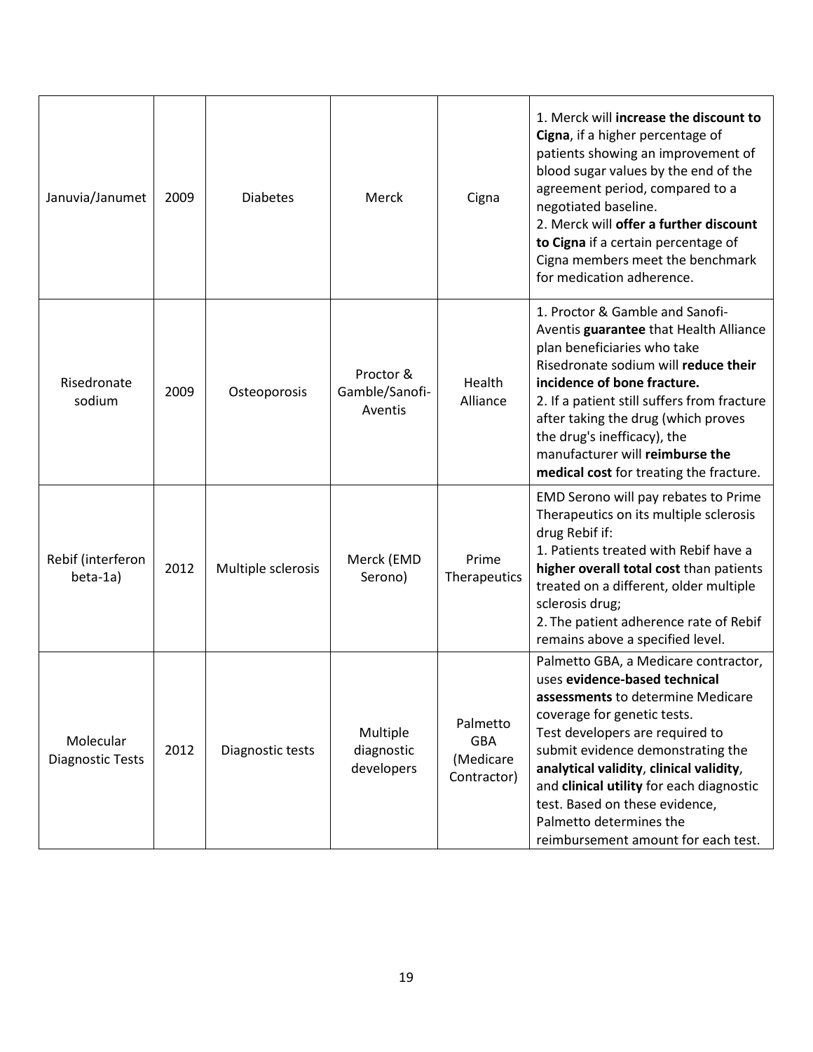| | | | | | |
|---|---|---|---|---|---|
| Januvia/Janumet | 2009 | Diabetes | Merck | Cigna | 1. Merck will **increase the discount to Cigna**, if a higher percentage of patients showing an improvement of blood sugar values by the end of the agreement period, compared to a negotiated baseline.<br>2. Merck will **offer a further discount to Cigna** if a certain percentage of Cigna members meet the benchmark for medication adherence. |
| Risedronate sodium | 2009 | Osteoporosis | Proctor & Gamble/Sanofi-Aventis | Health Alliance | 1. Proctor & Gamble and Sanofi-Aventis **guarantee** that Health Alliance plan beneficiaries who take Risedronate sodium will **reduce their incidence of bone fracture.**<br>2. If a patient still suffers from fracture after taking the drug (which proves the drug's inefficacy), the manufacturer will **reimburse the medical cost** for treating the fracture. |
| Rebif (interferon beta-1a) | 2012 | Multiple sclerosis | Merck (EMD Serono) | Prime Therapeutics | EMD Serono will pay rebates to Prime Therapeutics on its multiple sclerosis drug Rebif if:<br>1. Patients treated with Rebif have a **higher overall total cost** than patients treated on a different, older multiple sclerosis drug;<br>2. The patient adherence rate of Rebif remains above a specified level. |
| Molecular Diagnostic Tests | 2012 | Diagnostic tests | Multiple diagnostic developers | Palmetto GBA (Medicare Contractor) | Palmetto GBA, a Medicare contractor, uses **evidence-based technical assessments** to determine Medicare coverage for genetic tests.<br>Test developers are required to submit evidence demonstrating the **analytical validity**, **clinical validity**, and **clinical utility** for each diagnostic test. Based on these evidence, Palmetto determines the reimbursement amount for each test. |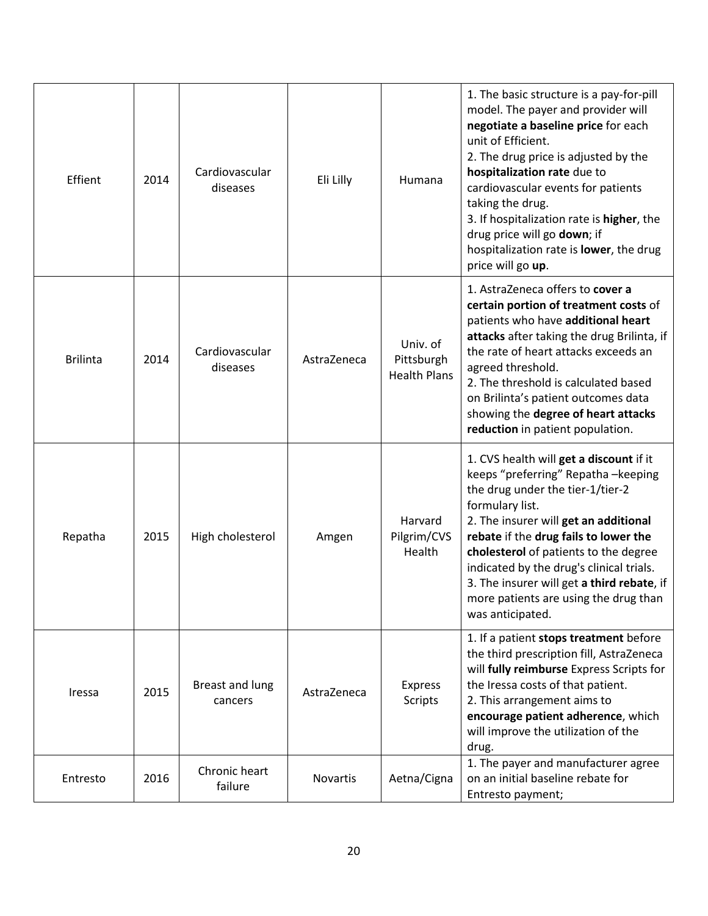| | | | | | |
|---|---|---|---|---|---|
| Effient | 2014 | Cardiovascular diseases | Eli Lilly | Humana | 1. The basic structure is a pay-for-pill model. The payer and provider will **negotiate a baseline price** for each unit of Efficient.<br>2. The drug price is adjusted by the **hospitalization rate** due to cardiovascular events for patients taking the drug.<br>3. If hospitalization rate is **higher**, the drug price will go **down**; if hospitalization rate is **lower**, the drug price will go **up**. |
| Brilinta | 2014 | Cardiovascular diseases | AstraZeneca | Univ. of Pittsburgh Health Plans | 1. AstraZeneca offers to **cover a certain portion of treatment costs** of patients who have **additional heart attacks** after taking the drug Brilinta, if the rate of heart attacks exceeds an agreed threshold.<br>2. The threshold is calculated based on Brilinta's patient outcomes data showing the **degree of heart attacks reduction** in patient population. |
| Repatha | 2015 | High cholesterol | Amgen | Harvard Pilgrim/CVS Health | 1. CVS health will **get a discount** if it keeps "preferring" Repatha –keeping the drug under the tier-1/tier-2 formulary list.<br>2. The insurer will **get an additional rebate** if the **drug fails to lower the cholesterol** of patients to the degree indicated by the drug's clinical trials.<br>3. The insurer will get **a third rebate**, if more patients are using the drug than was anticipated. |
| Iressa | 2015 | Breast and lung cancers | AstraZeneca | Express Scripts | 1. If a patient **stops treatment** before the third prescription fill, AstraZeneca will **fully reimburse** Express Scripts for the Iressa costs of that patient.<br>2. This arrangement aims to **encourage patient adherence**, which will improve the utilization of the drug. |
| Entresto | 2016 | Chronic heart failure | Novartis | Aetna/Cigna | 1. The payer and manufacturer agree on an initial baseline rebate for Entresto payment; |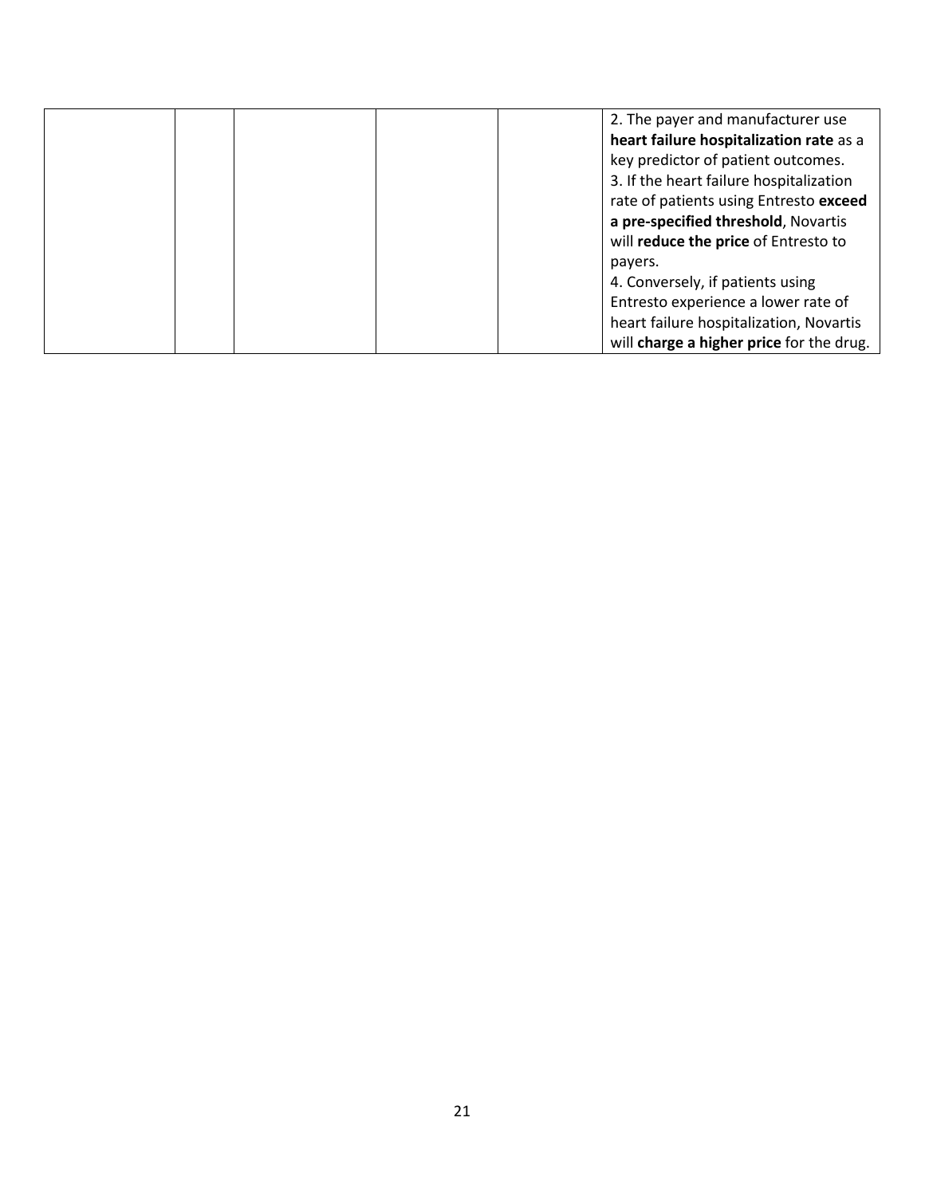| | | | | | |
|---|---|---|---|---|---|
| | | | | | 2. The payer and manufacturer use **heart failure hospitalization rate** as a key predictor of patient outcomes.<br>3. If the heart failure hospitalization rate of patients using Entresto **exceed a pre-specified threshold**, Novartis will **reduce the price** of Entresto to payers.<br>4. Conversely, if patients using Entresto experience a lower rate of heart failure hospitalization, Novartis will **charge a higher price** for the drug. |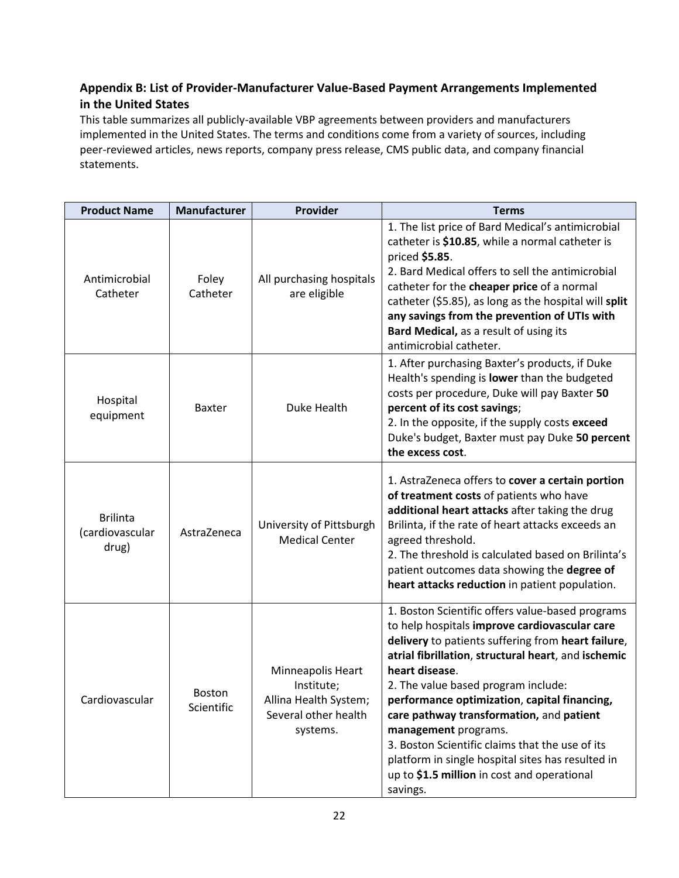### Appendix B: List of Provider-Manufacturer Value-Based Payment Arrangements Implemented in the United States

This table summarizes all publicly-available VBP agreements between providers and manufacturers implemented in the United States. The terms and conditions come from a variety of sources, including peer-reviewed articles, news reports, company press release, CMS public data, and company financial statements.

| Product Name | Manufacturer | Provider | Terms |
|---|---|---|---|
| Antimicrobial Catheter | Foley Catheter | All purchasing hospitals are eligible | 1. The list price of Bard Medical's antimicrobial catheter is **$10.85**, while a normal catheter is priced **$5.85**.<br>2. Bard Medical offers to sell the antimicrobial catheter for the **cheaper price** of a normal catheter ($5.85), as long as the hospital will **split any savings from the prevention of UTIs with Bard Medical,** as a result of using its antimicrobial catheter. |
| Hospital equipment | Baxter | Duke Health | 1. After purchasing Baxter's products, if Duke Health's spending is **lower** than the budgeted costs per procedure, Duke will pay Baxter **50 percent of its cost savings**;<br>2. In the opposite, if the supply costs **exceed** Duke's budget, Baxter must pay Duke **50 percent the excess cost**. |
| Brilinta (cardiovascular drug) | AstraZeneca | University of Pittsburgh Medical Center | 1. AstraZeneca offers to **cover a certain portion of treatment costs** of patients who have **additional heart attacks** after taking the drug Brilinta, if the rate of heart attacks exceeds an agreed threshold.<br>2. The threshold is calculated based on Brilinta's patient outcomes data showing the **degree of heart attacks reduction** in patient population. |
| Cardiovascular | Boston Scientific | Minneapolis Heart Institute;<br>Allina Health System;<br>Several other health systems. | 1. Boston Scientific offers value-based programs to help hospitals **improve cardiovascular care delivery** to patients suffering from **heart failure**, **atrial fibrillation**, **structural heart**, and **ischemic heart disease**.<br>2. The value based program include: **performance optimization**, **capital financing, care pathway transformation,** and **patient management** programs.<br>3. Boston Scientific claims that the use of its platform in single hospital sites has resulted in up to **$1.5 million** in cost and operational savings. |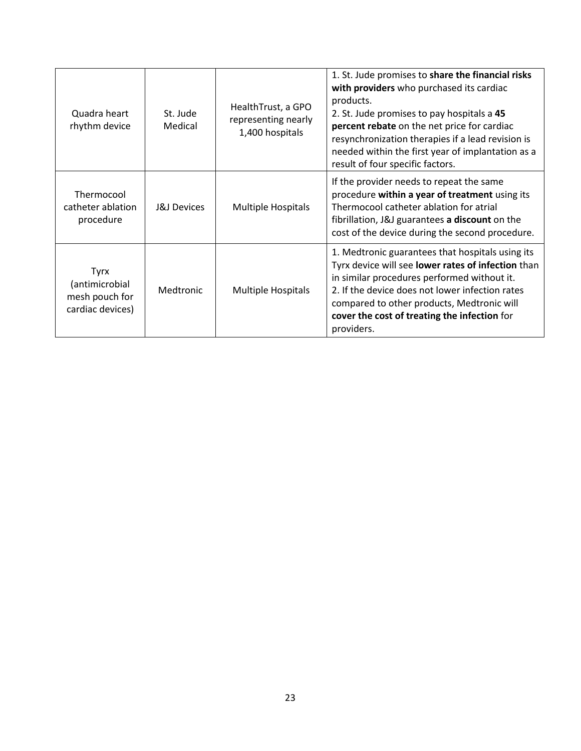| | | | |
|---|---|---|---|
| Quadra heart rhythm device | St. Jude Medical | HealthTrust, a GPO representing nearly 1,400 hospitals | 1. St. Jude promises to **share the financial risks with providers** who purchased its cardiac products.<br>2. St. Jude promises to pay hospitals a **45 percent rebate** on the net price for cardiac resynchronization therapies if a lead revision is needed within the first year of implantation as a result of four specific factors. |
| Thermocool catheter ablation procedure | J&J Devices | Multiple Hospitals | If the provider needs to repeat the same procedure **within a year of treatment** using its Thermocool catheter ablation for atrial fibrillation, J&J guarantees **a discount** on the cost of the device during the second procedure. |
| Tyrx (antimicrobial mesh pouch for cardiac devices) | Medtronic | Multiple Hospitals | 1. Medtronic guarantees that hospitals using its Tyrx device will see **lower rates of infection** than in similar procedures performed without it.<br>2. If the device does not lower infection rates compared to other products, Medtronic will **cover the cost of treating the infection** for providers. |